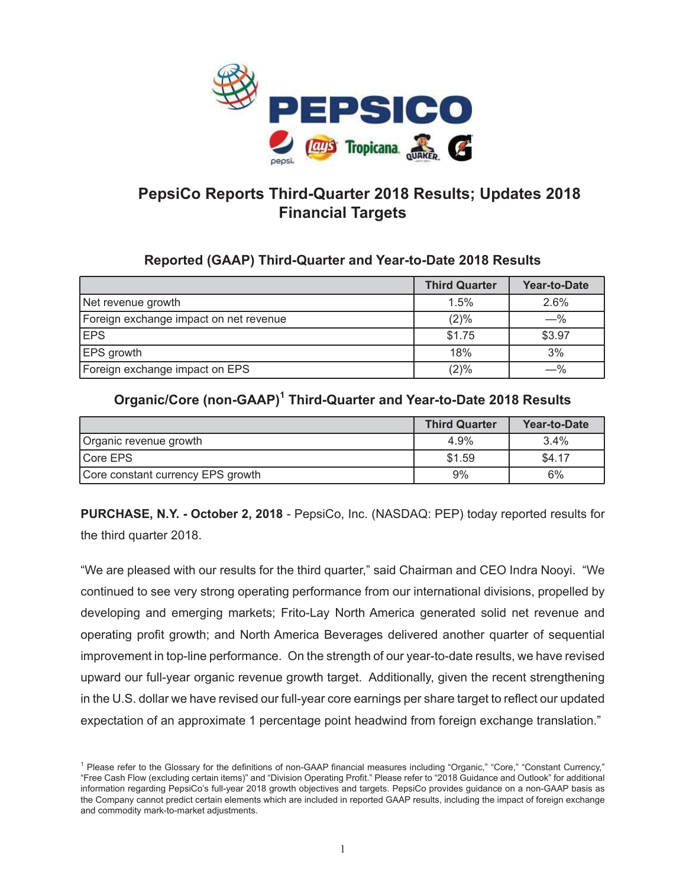# PepsiCo Reports Third-Quarter 2018 Results; Updates 2018 Financial Targets

## Reported (GAAP) Third-Quarter and Year-to-Date 2018 Results

| | Third Quarter | Year-to-Date |
|---|---|---|
| Net revenue growth | 1.5% | 2.6% |
| Foreign exchange impact on net revenue | (2)% | —% |
| EPS | $1.75 | $3.97 |
| EPS growth | 18% | 3% |
| Foreign exchange impact on EPS | (2)% | —% |

## Organic/Core (non-GAAP)[1] Third-Quarter and Year-to-Date 2018 Results

| | Third Quarter | Year-to-Date |
|---|---|---|
| Organic revenue growth | 4.9% | 3.4% |
| Core EPS | $1.59 | $4.17 |
| Core constant currency EPS growth | 9% | 6% |

**PURCHASE, N.Y. - October 2, 2018** - PepsiCo, Inc. (NASDAQ: PEP) today reported results for the third quarter 2018.

"We are pleased with our results for the third quarter," said Chairman and CEO Indra Nooyi. "We continued to see very strong operating performance from our international divisions, propelled by developing and emerging markets; Frito-Lay North America generated solid net revenue and operating profit growth; and North America Beverages delivered another quarter of sequential improvement in top-line performance. On the strength of our year-to-date results, we have revised upward our full-year organic revenue growth target. Additionally, given the recent strengthening in the U.S. dollar we have revised our full-year core earnings per share target to reflect our updated expectation of an approximate 1 percentage point headwind from foreign exchange translation."

[1] Please refer to the Glossary for the definitions of non-GAAP financial measures including "Organic," "Core," "Constant Currency," "Free Cash Flow (excluding certain items)" and "Division Operating Profit." Please refer to "2018 Guidance and Outlook" for additional information regarding PepsiCo's full-year 2018 growth objectives and targets. PepsiCo provides guidance on a non-GAAP basis as the Company cannot predict certain elements which are included in reported GAAP results, including the impact of foreign exchange and commodity mark-to-market adjustments.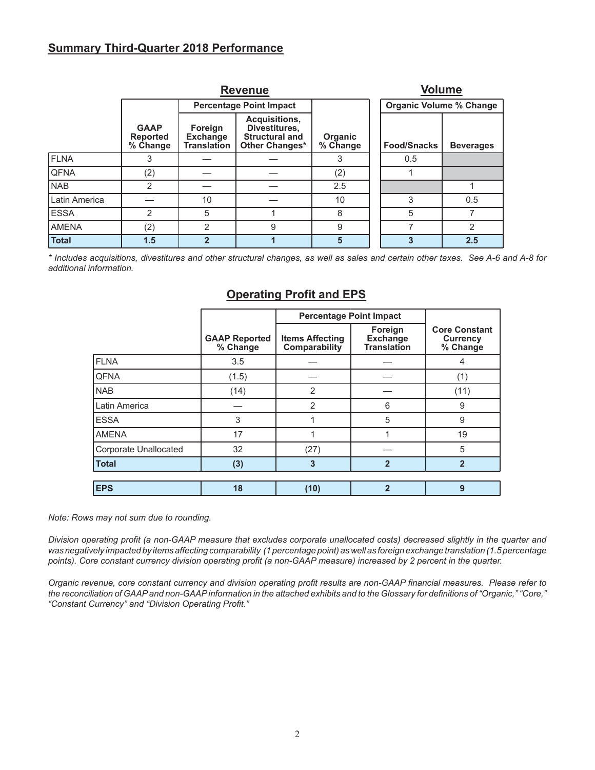## Summary Third-Quarter 2018 Performance

| | Revenue | | | | Volume | |
|---|---|---|---|---|---|---|
| | | Percentage Point Impact | | | Organic Volume % Change | |
| | GAAP Reported % Change | Foreign Exchange Translation | Acquisitions, Divestitures, Structural and Other Changes* | Organic % Change | Food/Snacks | Beverages |
| FLNA | 3 | — | — | 3 | 0.5 | |
| QFNA | (2) | — | — | (2) | 1 | |
| NAB | 2 | — | — | 2.5 | | 1 |
| Latin America | — | 10 | — | 10 | 3 | 0.5 |
| ESSA | 2 | 5 | 1 | 8 | 5 | 7 |
| AMENA | (2) | 2 | 9 | 9 | 7 | 2 |
| **Total** | **1.5** | **2** | **1** | **5** | **3** | **2.5** |

*\* Includes acquisitions, divestitures and other structural changes, as well as sales and certain other taxes. See A-6 and A-8 for additional information.*

### Operating Profit and EPS

| | | Percentage Point Impact | | |
|---|---|---|---|---|
| | GAAP Reported % Change | Items Affecting Comparability | Foreign Exchange Translation | Core Constant Currency % Change |
| FLNA | 3.5 | — | — | 4 |
| QFNA | (1.5) | — | — | (1) |
| NAB | (14) | 2 | — | (11) |
| Latin America | — | 2 | 6 | 9 |
| ESSA | 3 | 1 | 5 | 9 |
| AMENA | 17 | 1 | 1 | 19 |
| Corporate Unallocated | 32 | (27) | — | 5 |
| **Total** | **(3)** | **3** | **2** | **2** |
| | | | | |
| **EPS** | **18** | **(10)** | **2** | **9** |

*Note: Rows may not sum due to rounding.*

*Division operating profit (a non-GAAP measure that excludes corporate unallocated costs) decreased slightly in the quarter and was negatively impacted by items affecting comparability (1 percentage point) as well as foreign exchange translation (1.5 percentage points). Core constant currency division operating profit (a non-GAAP measure) increased by 2 percent in the quarter.*

*Organic revenue, core constant currency and division operating profit results are non-GAAP financial measures. Please refer to the reconciliation of GAAP and non-GAAP information in the attached exhibits and to the Glossary for definitions of "Organic," "Core," "Constant Currency" and "Division Operating Profit."*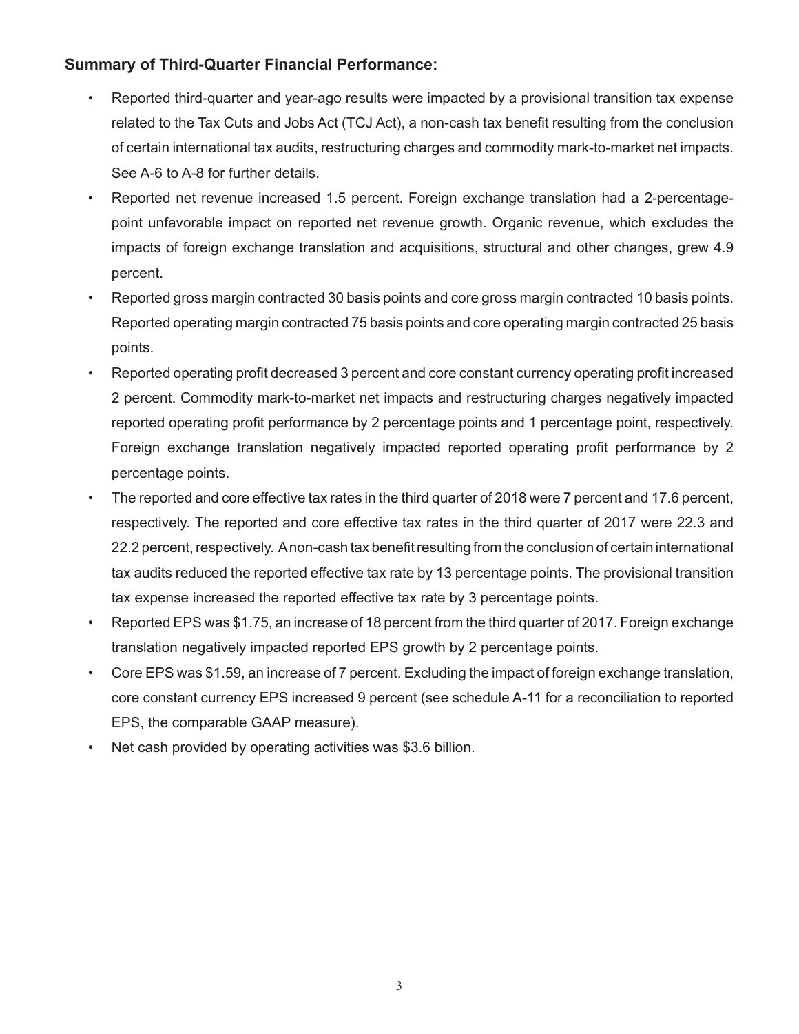**Summary of Third-Quarter Financial Performance:**

- Reported third-quarter and year-ago results were impacted by a provisional transition tax expense related to the Tax Cuts and Jobs Act (TCJ Act), a non-cash tax benefit resulting from the conclusion of certain international tax audits, restructuring charges and commodity mark-to-market net impacts. See A-6 to A-8 for further details.
- Reported net revenue increased 1.5 percent. Foreign exchange translation had a 2-percentage-point unfavorable impact on reported net revenue growth. Organic revenue, which excludes the impacts of foreign exchange translation and acquisitions, structural and other changes, grew 4.9 percent.
- Reported gross margin contracted 30 basis points and core gross margin contracted 10 basis points. Reported operating margin contracted 75 basis points and core operating margin contracted 25 basis points.
- Reported operating profit decreased 3 percent and core constant currency operating profit increased 2 percent. Commodity mark-to-market net impacts and restructuring charges negatively impacted reported operating profit performance by 2 percentage points and 1 percentage point, respectively. Foreign exchange translation negatively impacted reported operating profit performance by 2 percentage points.
- The reported and core effective tax rates in the third quarter of 2018 were 7 percent and 17.6 percent, respectively. The reported and core effective tax rates in the third quarter of 2017 were 22.3 and 22.2 percent, respectively. A non-cash tax benefit resulting from the conclusion of certain international tax audits reduced the reported effective tax rate by 13 percentage points. The provisional transition tax expense increased the reported effective tax rate by 3 percentage points.
- Reported EPS was $1.75, an increase of 18 percent from the third quarter of 2017. Foreign exchange translation negatively impacted reported EPS growth by 2 percentage points.
- Core EPS was $1.59, an increase of 7 percent. Excluding the impact of foreign exchange translation, core constant currency EPS increased 9 percent (see schedule A-11 for a reconciliation to reported EPS, the comparable GAAP measure).
- Net cash provided by operating activities was $3.6 billion.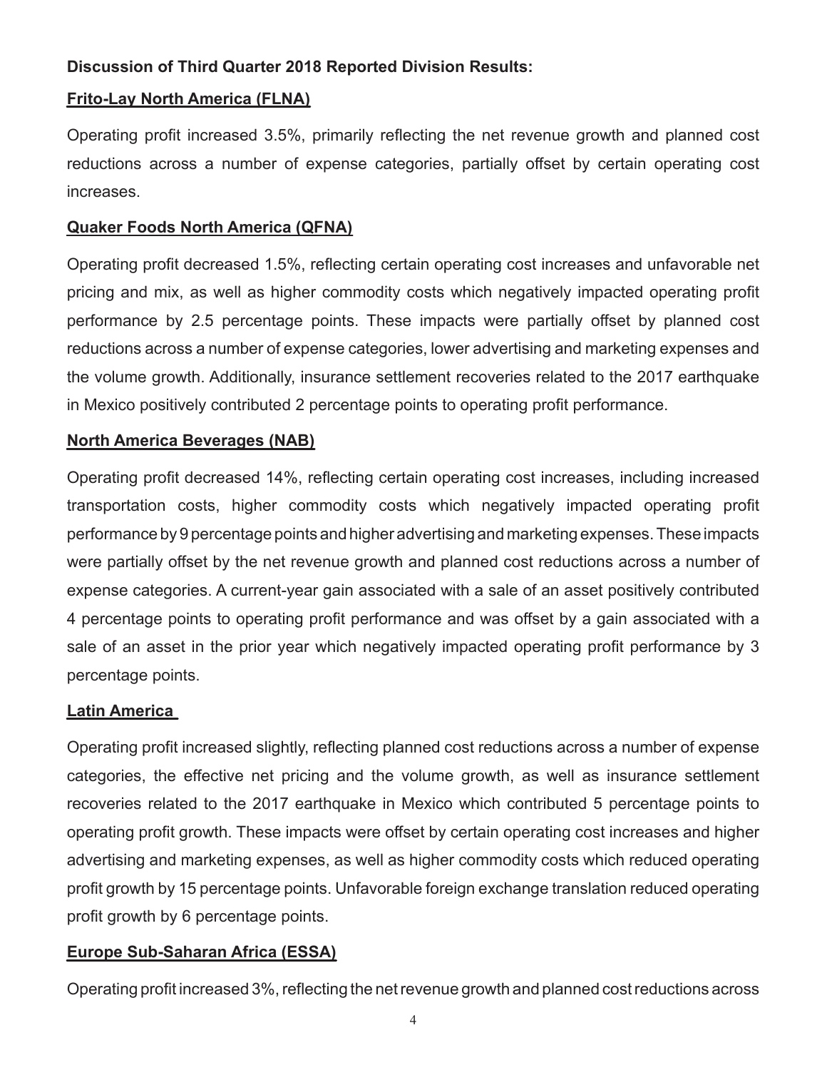**Discussion of Third Quarter 2018 Reported Division Results:**

**Frito-Lay North America (FLNA)**

Operating profit increased 3.5%, primarily reflecting the net revenue growth and planned cost reductions across a number of expense categories, partially offset by certain operating cost increases.

**Quaker Foods North America (QFNA)**

Operating profit decreased 1.5%, reflecting certain operating cost increases and unfavorable net pricing and mix, as well as higher commodity costs which negatively impacted operating profit performance by 2.5 percentage points. These impacts were partially offset by planned cost reductions across a number of expense categories, lower advertising and marketing expenses and the volume growth. Additionally, insurance settlement recoveries related to the 2017 earthquake in Mexico positively contributed 2 percentage points to operating profit performance.

**North America Beverages (NAB)**

Operating profit decreased 14%, reflecting certain operating cost increases, including increased transportation costs, higher commodity costs which negatively impacted operating profit performance by 9 percentage points and higher advertising and marketing expenses. These impacts were partially offset by the net revenue growth and planned cost reductions across a number of expense categories. A current-year gain associated with a sale of an asset positively contributed 4 percentage points to operating profit performance and was offset by a gain associated with a sale of an asset in the prior year which negatively impacted operating profit performance by 3 percentage points.

**Latin America**

Operating profit increased slightly, reflecting planned cost reductions across a number of expense categories, the effective net pricing and the volume growth, as well as insurance settlement recoveries related to the 2017 earthquake in Mexico which contributed 5 percentage points to operating profit growth. These impacts were offset by certain operating cost increases and higher advertising and marketing expenses, as well as higher commodity costs which reduced operating profit growth by 15 percentage points. Unfavorable foreign exchange translation reduced operating profit growth by 6 percentage points.

**Europe Sub-Saharan Africa (ESSA)**

Operating profit increased 3%, reflecting the net revenue growth and planned cost reductions across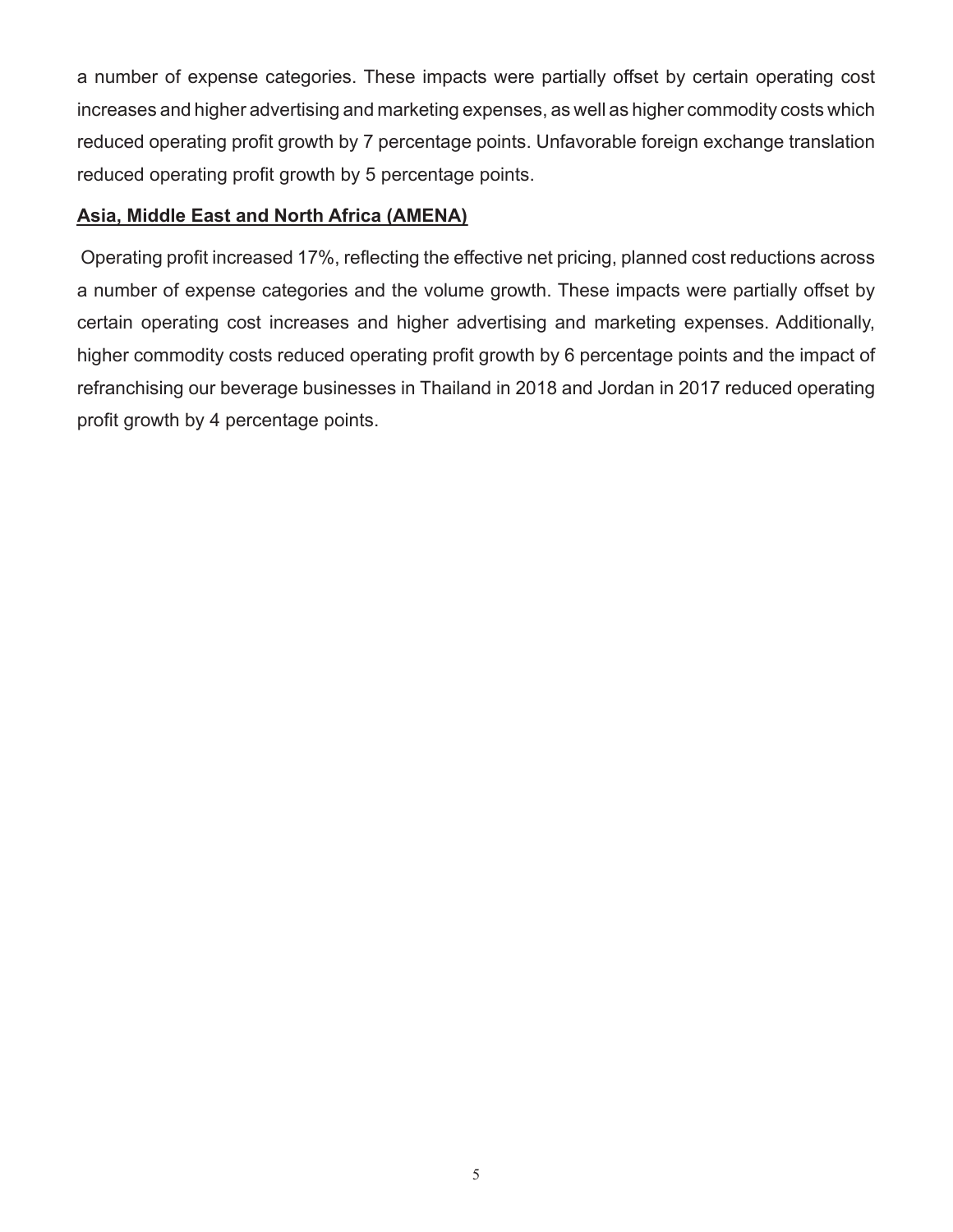a number of expense categories. These impacts were partially offset by certain operating cost increases and higher advertising and marketing expenses, as well as higher commodity costs which reduced operating profit growth by 7 percentage points. Unfavorable foreign exchange translation reduced operating profit growth by 5 percentage points.

**Asia, Middle East and North Africa (AMENA)**

Operating profit increased 17%, reflecting the effective net pricing, planned cost reductions across a number of expense categories and the volume growth. These impacts were partially offset by certain operating cost increases and higher advertising and marketing expenses. Additionally, higher commodity costs reduced operating profit growth by 6 percentage points and the impact of refranchising our beverage businesses in Thailand in 2018 and Jordan in 2017 reduced operating profit growth by 4 percentage points.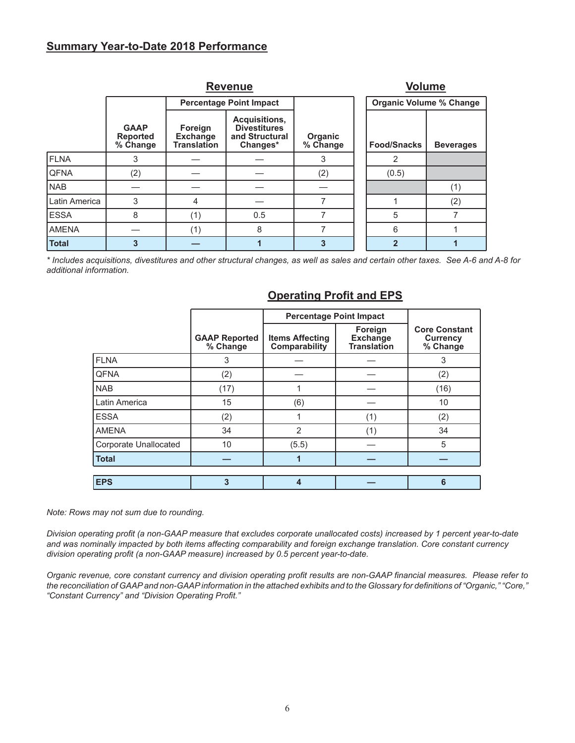## Summary Year-to-Date 2018 Performance

### Revenue / Volume

| | Revenue | | | | Volume | |
|---|---|---|---|---|---|---|
| | | Percentage Point Impact | | | Organic Volume % Change | |
| | GAAP Reported % Change | Foreign Exchange Translation | Acquisitions, Divestitures and Structural Changes* | Organic % Change | Food/Snacks | Beverages |
| FLNA | 3 | — | — | 3 | 2 | |
| QFNA | (2) | — | — | (2) | (0.5) | |
| NAB | — | — | — | — | | (1) |
| Latin America | 3 | 4 | — | 7 | 1 | (2) |
| ESSA | 8 | (1) | 0.5 | 7 | 5 | 7 |
| AMENA | — | (1) | 8 | 7 | 6 | 1 |
| **Total** | **3** | **—** | **1** | **3** | **2** | **1** |

*\* Includes acquisitions, divestitures and other structural changes, as well as sales and certain other taxes. See A-6 and A-8 for additional information.*

### Operating Profit and EPS

| | | Percentage Point Impact | | |
|---|---|---|---|---|
| | GAAP Reported % Change | Items Affecting Comparability | Foreign Exchange Translation | Core Constant Currency % Change |
| FLNA | 3 | — | — | 3 |
| QFNA | (2) | — | — | (2) |
| NAB | (17) | 1 | — | (16) |
| Latin America | 15 | (6) | — | 10 |
| ESSA | (2) | 1 | (1) | (2) |
| AMENA | 34 | 2 | (1) | 34 |
| Corporate Unallocated | 10 | (5.5) | — | 5 |
| **Total** | **—** | **1** | **—** | **—** |
| | | | | |
| **EPS** | **3** | **4** | **—** | **6** |

*Note: Rows may not sum due to rounding.*

*Division operating profit (a non-GAAP measure that excludes corporate unallocated costs) increased by 1 percent year-to-date and was nominally impacted by both items affecting comparability and foreign exchange translation. Core constant currency division operating profit (a non-GAAP measure) increased by 0.5 percent year-to-date.*

*Organic revenue, core constant currency and division operating profit results are non-GAAP financial measures. Please refer to the reconciliation of GAAP and non-GAAP information in the attached exhibits and to the Glossary for definitions of "Organic," "Core," "Constant Currency" and "Division Operating Profit."*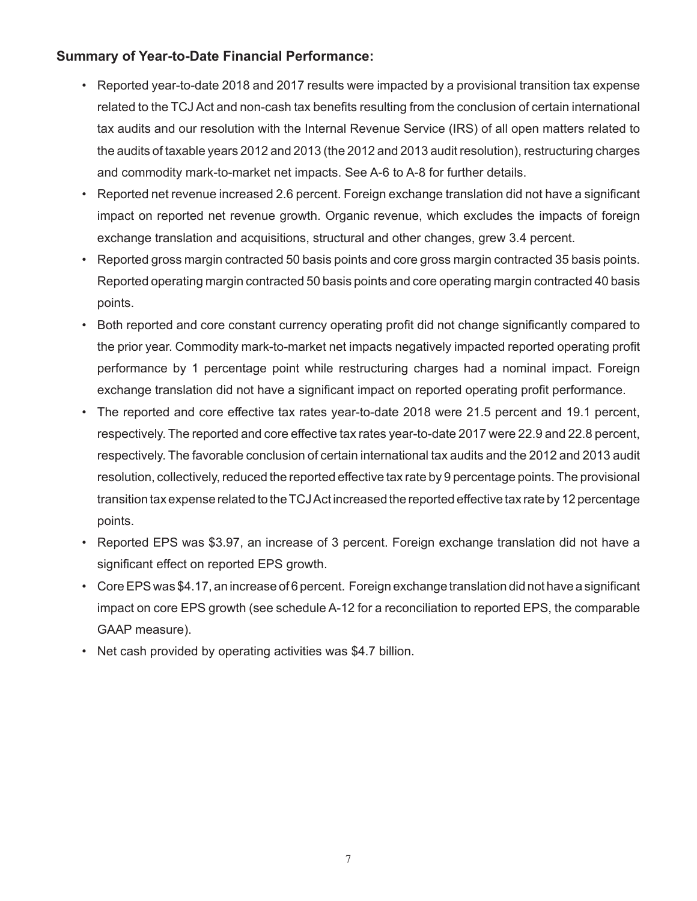**Summary of Year-to-Date Financial Performance:**

- Reported year-to-date 2018 and 2017 results were impacted by a provisional transition tax expense related to the TCJ Act and non-cash tax benefits resulting from the conclusion of certain international tax audits and our resolution with the Internal Revenue Service (IRS) of all open matters related to the audits of taxable years 2012 and 2013 (the 2012 and 2013 audit resolution), restructuring charges and commodity mark-to-market net impacts. See A-6 to A-8 for further details.
- Reported net revenue increased 2.6 percent. Foreign exchange translation did not have a significant impact on reported net revenue growth. Organic revenue, which excludes the impacts of foreign exchange translation and acquisitions, structural and other changes, grew 3.4 percent.
- Reported gross margin contracted 50 basis points and core gross margin contracted 35 basis points. Reported operating margin contracted 50 basis points and core operating margin contracted 40 basis points.
- Both reported and core constant currency operating profit did not change significantly compared to the prior year. Commodity mark-to-market net impacts negatively impacted reported operating profit performance by 1 percentage point while restructuring charges had a nominal impact. Foreign exchange translation did not have a significant impact on reported operating profit performance.
- The reported and core effective tax rates year-to-date 2018 were 21.5 percent and 19.1 percent, respectively. The reported and core effective tax rates year-to-date 2017 were 22.9 and 22.8 percent, respectively. The favorable conclusion of certain international tax audits and the 2012 and 2013 audit resolution, collectively, reduced the reported effective tax rate by 9 percentage points. The provisional transition tax expense related to the TCJ Act increased the reported effective tax rate by 12 percentage points.
- Reported EPS was $3.97, an increase of 3 percent. Foreign exchange translation did not have a significant effect on reported EPS growth.
- Core EPS was $4.17, an increase of 6 percent. Foreign exchange translation did not have a significant impact on core EPS growth (see schedule A-12 for a reconciliation to reported EPS, the comparable GAAP measure).
- Net cash provided by operating activities was $4.7 billion.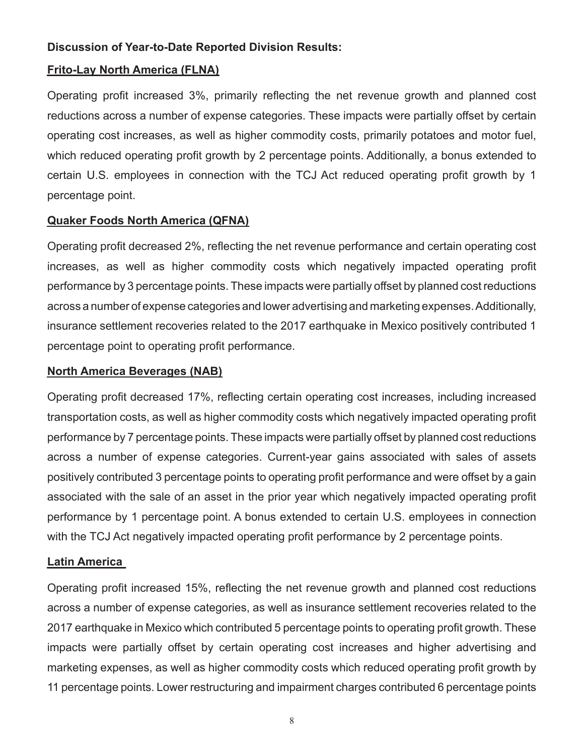**Discussion of Year-to-Date Reported Division Results:**

**Frito-Lay North America (FLNA)**

Operating profit increased 3%, primarily reflecting the net revenue growth and planned cost reductions across a number of expense categories. These impacts were partially offset by certain operating cost increases, as well as higher commodity costs, primarily potatoes and motor fuel, which reduced operating profit growth by 2 percentage points. Additionally, a bonus extended to certain U.S. employees in connection with the TCJ Act reduced operating profit growth by 1 percentage point.

**Quaker Foods North America (QFNA)**

Operating profit decreased 2%, reflecting the net revenue performance and certain operating cost increases, as well as higher commodity costs which negatively impacted operating profit performance by 3 percentage points. These impacts were partially offset by planned cost reductions across a number of expense categories and lower advertising and marketing expenses. Additionally, insurance settlement recoveries related to the 2017 earthquake in Mexico positively contributed 1 percentage point to operating profit performance.

**North America Beverages (NAB)**

Operating profit decreased 17%, reflecting certain operating cost increases, including increased transportation costs, as well as higher commodity costs which negatively impacted operating profit performance by 7 percentage points. These impacts were partially offset by planned cost reductions across a number of expense categories. Current-year gains associated with sales of assets positively contributed 3 percentage points to operating profit performance and were offset by a gain associated with the sale of an asset in the prior year which negatively impacted operating profit performance by 1 percentage point. A bonus extended to certain U.S. employees in connection with the TCJ Act negatively impacted operating profit performance by 2 percentage points.

**Latin America**

Operating profit increased 15%, reflecting the net revenue growth and planned cost reductions across a number of expense categories, as well as insurance settlement recoveries related to the 2017 earthquake in Mexico which contributed 5 percentage points to operating profit growth. These impacts were partially offset by certain operating cost increases and higher advertising and marketing expenses, as well as higher commodity costs which reduced operating profit growth by 11 percentage points. Lower restructuring and impairment charges contributed 6 percentage points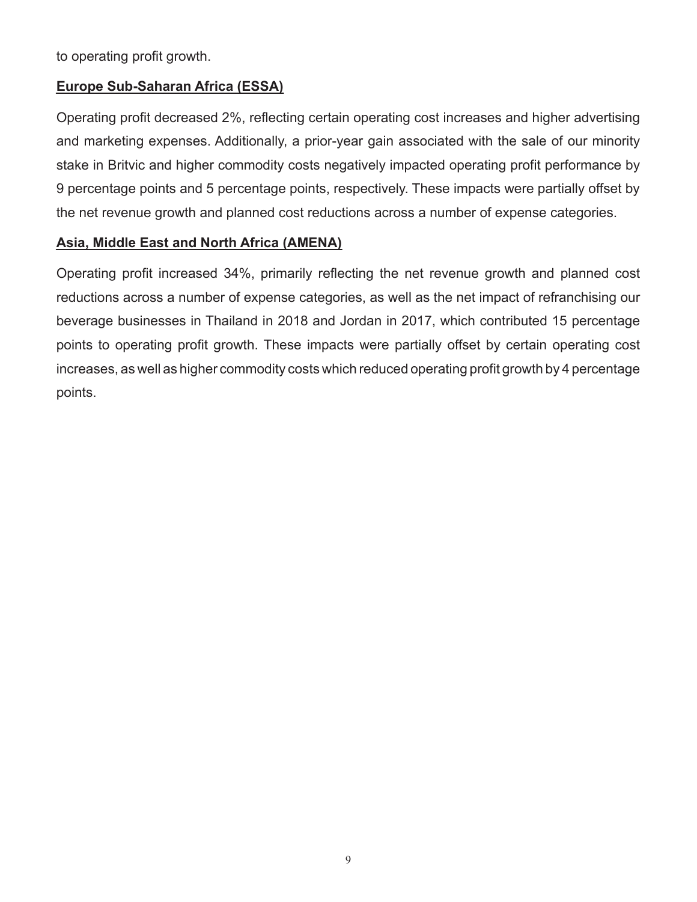to operating profit growth.

**Europe Sub-Saharan Africa (ESSA)**

Operating profit decreased 2%, reflecting certain operating cost increases and higher advertising and marketing expenses. Additionally, a prior-year gain associated with the sale of our minority stake in Britvic and higher commodity costs negatively impacted operating profit performance by 9 percentage points and 5 percentage points, respectively. These impacts were partially offset by the net revenue growth and planned cost reductions across a number of expense categories.

**Asia, Middle East and North Africa (AMENA)**

Operating profit increased 34%, primarily reflecting the net revenue growth and planned cost reductions across a number of expense categories, as well as the net impact of refranchising our beverage businesses in Thailand in 2018 and Jordan in 2017, which contributed 15 percentage points to operating profit growth. These impacts were partially offset by certain operating cost increases, as well as higher commodity costs which reduced operating profit growth by 4 percentage points.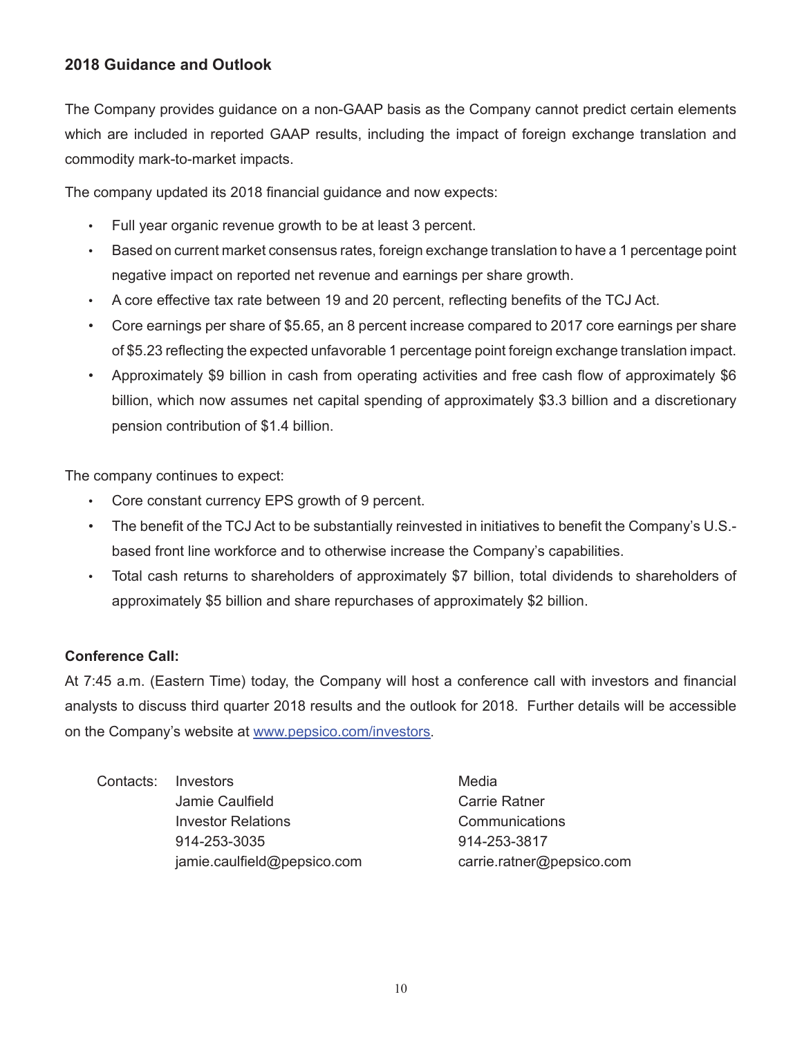## 2018 Guidance and Outlook

The Company provides guidance on a non-GAAP basis as the Company cannot predict certain elements which are included in reported GAAP results, including the impact of foreign exchange translation and commodity mark-to-market impacts.

The company updated its 2018 financial guidance and now expects:

- Full year organic revenue growth to be at least 3 percent.
- Based on current market consensus rates, foreign exchange translation to have a 1 percentage point negative impact on reported net revenue and earnings per share growth.
- A core effective tax rate between 19 and 20 percent, reflecting benefits of the TCJ Act.
- Core earnings per share of $5.65, an 8 percent increase compared to 2017 core earnings per share of $5.23 reflecting the expected unfavorable 1 percentage point foreign exchange translation impact.
- Approximately $9 billion in cash from operating activities and free cash flow of approximately $6 billion, which now assumes net capital spending of approximately $3.3 billion and a discretionary pension contribution of $1.4 billion.

The company continues to expect:

- Core constant currency EPS growth of 9 percent.
- The benefit of the TCJ Act to be substantially reinvested in initiatives to benefit the Company's U.S.-based front line workforce and to otherwise increase the Company's capabilities.
- Total cash returns to shareholders of approximately $7 billion, total dividends to shareholders of approximately $5 billion and share repurchases of approximately $2 billion.

**Conference Call:**

At 7:45 a.m. (Eastern Time) today, the Company will host a conference call with investors and financial analysts to discuss third quarter 2018 results and the outlook for 2018. Further details will be accessible on the Company's website at www.pepsico.com/investors.

Contacts:

Investors
Jamie Caulfield
Investor Relations
914-253-3035
jamie.caulfield@pepsico.com

Media
Carrie Ratner
Communications
914-253-3817
carrie.ratner@pepsico.com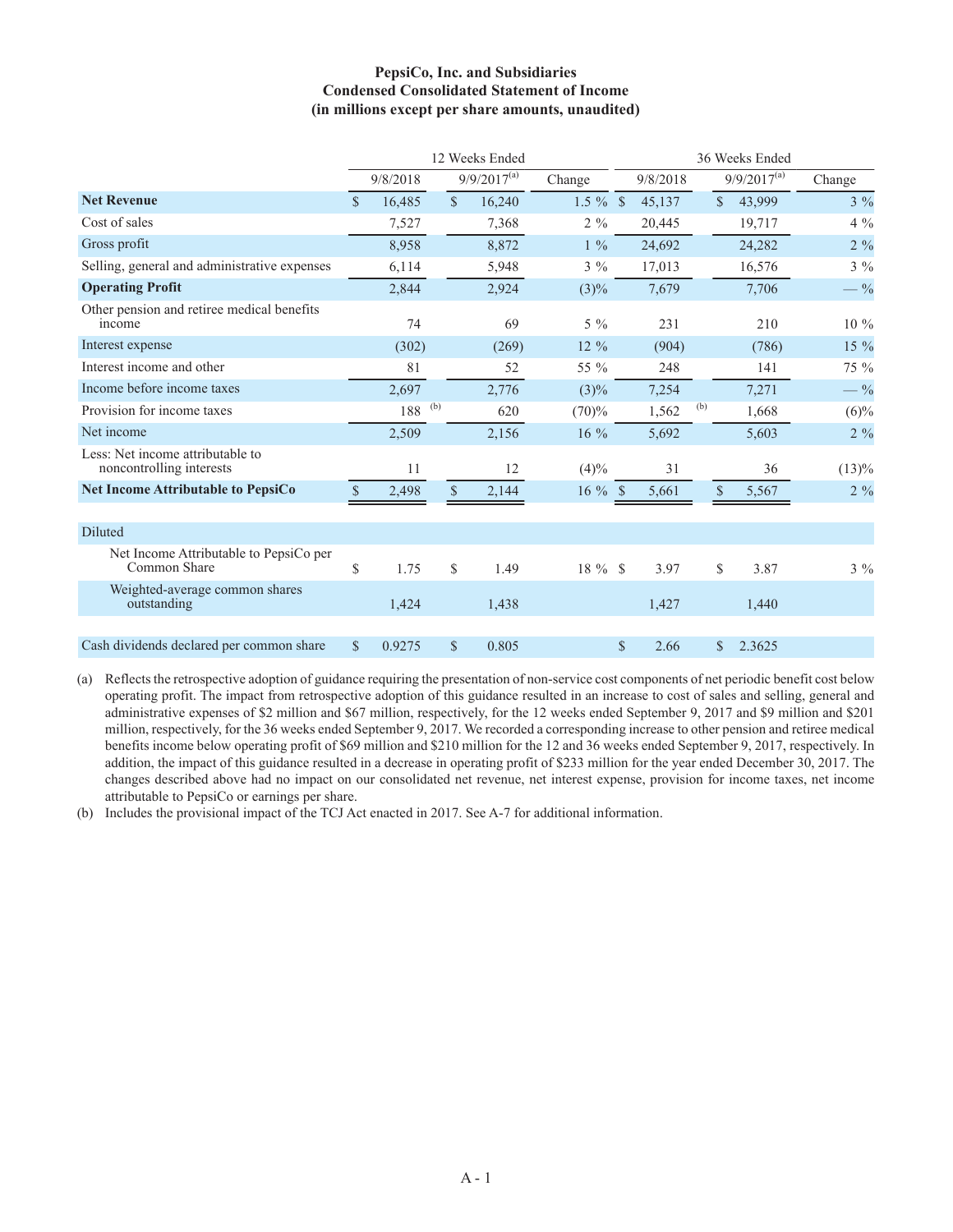# PepsiCo, Inc. and Subsidiaries
## Condensed Consolidated Statement of Income
### (in millions except per share amounts, unaudited)

| | 12 Weeks Ended | | | 36 Weeks Ended | | |
|---|---|---|---|---|---|---|
| | 9/8/2018 | 9/9/2017[(a)] | Change | 9/8/2018 | 9/9/2017[(a)] | Change |
| **Net Revenue** | $ 16,485 | $ 16,240 | 1.5 % | $ 45,137 | $ 43,999 | 3 % |
| Cost of sales | 7,527 | 7,368 | 2 % | 20,445 | 19,717 | 4 % |
| Gross profit | 8,958 | 8,872 | 1 % | 24,692 | 24,282 | 2 % |
| Selling, general and administrative expenses | 6,114 | 5,948 | 3 % | 17,013 | 16,576 | 3 % |
| **Operating Profit** | 2,844 | 2,924 | (3)% | 7,679 | 7,706 | — % |
| Other pension and retiree medical benefits income | 74 | 69 | 5 % | 231 | 210 | 10 % |
| Interest expense | (302) | (269) | 12 % | (904) | (786) | 15 % |
| Interest income and other | 81 | 52 | 55 % | 248 | 141 | 75 % |
| Income before income taxes | 2,697 | 2,776 | (3)% | 7,254 | 7,271 | — % |
| Provision for income taxes | 188 [(b)] | 620 | (70)% | 1,562 [(b)] | 1,668 | (6)% |
| Net income | 2,509 | 2,156 | 16 % | 5,692 | 5,603 | 2 % |
| Less: Net income attributable to noncontrolling interests | 11 | 12 | (4)% | 31 | 36 | (13)% |
| **Net Income Attributable to PepsiCo** | $ 2,498 | $ 2,144 | 16 % | $ 5,661 | $ 5,567 | 2 % |
| | | | | | | |
| Diluted | | | | | | |
| Net Income Attributable to PepsiCo per Common Share | $ 1.75 | $ 1.49 | 18 % | $ 3.97 | $ 3.87 | 3 % |
| Weighted-average common shares outstanding | 1,424 | 1,438 | | 1,427 | 1,440 | |
| | | | | | | |
| Cash dividends declared per common share | $ 0.9275 | $ 0.805 | | $ 2.66 | $ 2.3625 | |

(a) Reflects the retrospective adoption of guidance requiring the presentation of non-service cost components of net periodic benefit cost below operating profit. The impact from retrospective adoption of this guidance resulted in an increase to cost of sales and selling, general and administrative expenses of $2 million and $67 million, respectively, for the 12 weeks ended September 9, 2017 and $9 million and $201 million, respectively, for the 36 weeks ended September 9, 2017. We recorded a corresponding increase to other pension and retiree medical benefits income below operating profit of $69 million and $210 million for the 12 and 36 weeks ended September 9, 2017, respectively. In addition, the impact of this guidance resulted in a decrease in operating profit of $233 million for the year ended December 30, 2017. The changes described above had no impact on our consolidated net revenue, net interest expense, provision for income taxes, net income attributable to PepsiCo or earnings per share.

(b) Includes the provisional impact of the TCJ Act enacted in 2017. See A-7 for additional information.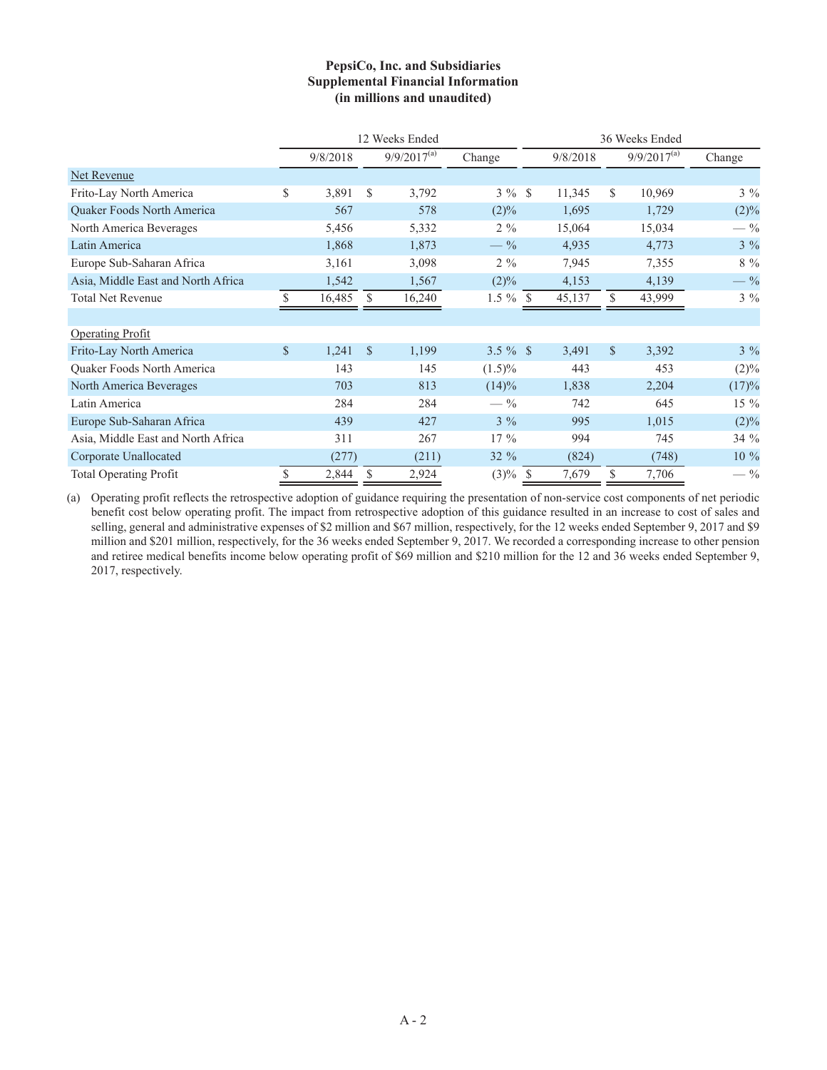**PepsiCo, Inc. and Subsidiaries**
**Supplemental Financial Information**
**(in millions and unaudited)**

| | 12 Weeks Ended | | | 36 Weeks Ended | | |
|---|---|---|---|---|---|---|
| | 9/8/2018 | 9/9/2017[(a)] | Change | 9/8/2018 | 9/9/2017[(a)] | Change |
| Net Revenue | | | | | | |
| Frito-Lay North America | $ 3,891 | $ 3,792 | 3 % | $ 11,345 | $ 10,969 | 3 % |
| Quaker Foods North America | 567 | 578 | (2)% | 1,695 | 1,729 | (2)% |
| North America Beverages | 5,456 | 5,332 | 2 % | 15,064 | 15,034 | — % |
| Latin America | 1,868 | 1,873 | — % | 4,935 | 4,773 | 3 % |
| Europe Sub-Saharan Africa | 3,161 | 3,098 | 2 % | 7,945 | 7,355 | 8 % |
| Asia, Middle East and North Africa | 1,542 | 1,567 | (2)% | 4,153 | 4,139 | — % |
| Total Net Revenue | $ 16,485 | $ 16,240 | 1.5 % | $ 45,137 | $ 43,999 | 3 % |
| | | | | | | |
| Operating Profit | | | | | | |
| Frito-Lay North America | $ 1,241 | $ 1,199 | 3.5 % | $ 3,491 | $ 3,392 | 3 % |
| Quaker Foods North America | 143 | 145 | (1.5)% | 443 | 453 | (2)% |
| North America Beverages | 703 | 813 | (14)% | 1,838 | 2,204 | (17)% |
| Latin America | 284 | 284 | — % | 742 | 645 | 15 % |
| Europe Sub-Saharan Africa | 439 | 427 | 3 % | 995 | 1,015 | (2)% |
| Asia, Middle East and North Africa | 311 | 267 | 17 % | 994 | 745 | 34 % |
| Corporate Unallocated | (277) | (211) | 32 % | (824) | (748) | 10 % |
| Total Operating Profit | $ 2,844 | $ 2,924 | (3)% | $ 7,679 | $ 7,706 | — % |

(a) Operating profit reflects the retrospective adoption of guidance requiring the presentation of non-service cost components of net periodic benefit cost below operating profit. The impact from retrospective adoption of this guidance resulted in an increase to cost of sales and selling, general and administrative expenses of $2 million and $67 million, respectively, for the 12 weeks ended September 9, 2017 and $9 million and $201 million, respectively, for the 36 weeks ended September 9, 2017. We recorded a corresponding increase to other pension and retiree medical benefits income below operating profit of $69 million and $210 million for the 12 and 36 weeks ended September 9, 2017, respectively.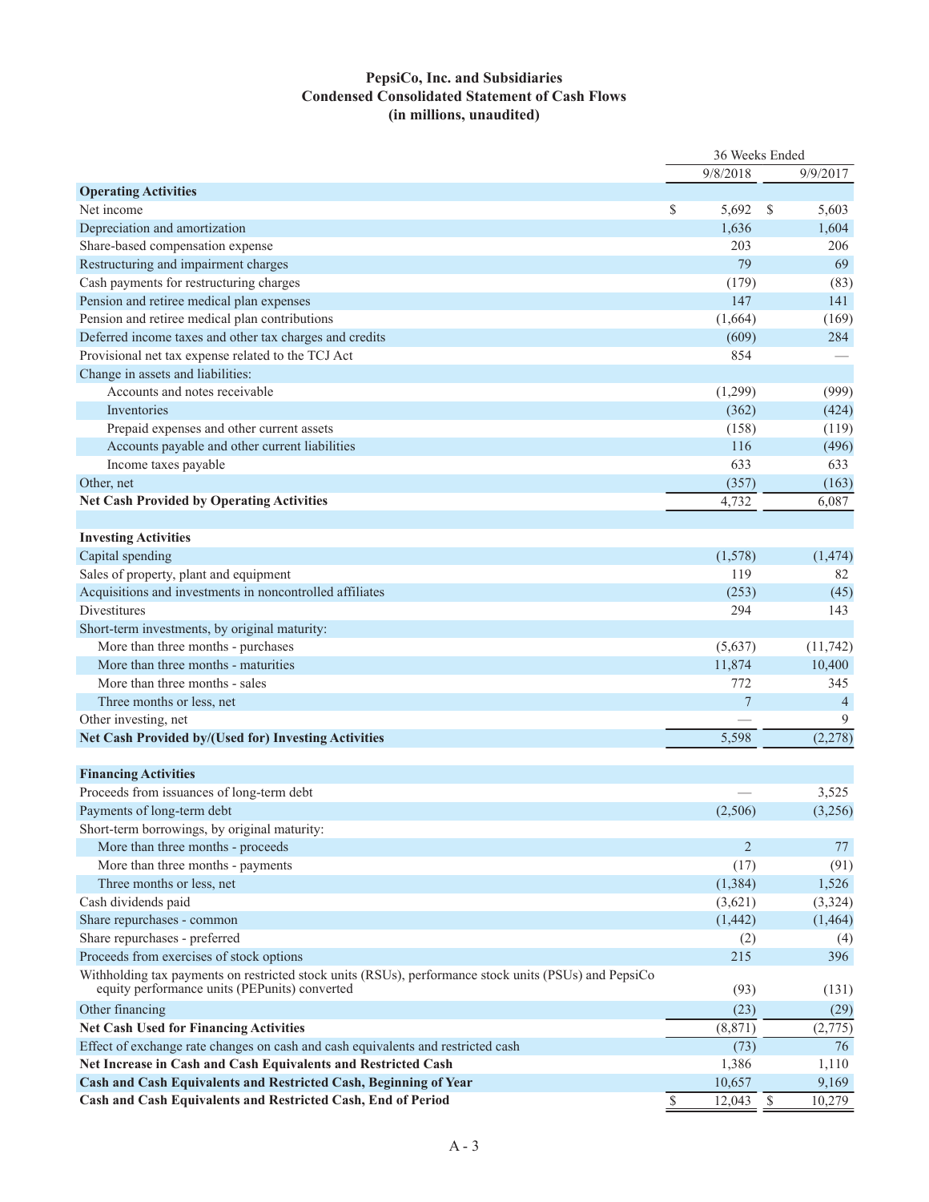# PepsiCo, Inc. and Subsidiaries
## Condensed Consolidated Statement of Cash Flows
## (in millions, unaudited)

| | 36 Weeks Ended | |
|---|---|---|
| | 9/8/2018 | 9/9/2017 |
| **Operating Activities** | | |
| Net income | $ 5,692 | $ 5,603 |
| Depreciation and amortization | 1,636 | 1,604 |
| Share-based compensation expense | 203 | 206 |
| Restructuring and impairment charges | 79 | 69 |
| Cash payments for restructuring charges | (179) | (83) |
| Pension and retiree medical plan expenses | 147 | 141 |
| Pension and retiree medical plan contributions | (1,664) | (169) |
| Deferred income taxes and other tax charges and credits | (609) | 284 |
| Provisional net tax expense related to the TCJ Act | 854 | — |
| Change in assets and liabilities: | | |
| Accounts and notes receivable | (1,299) | (999) |
| Inventories | (362) | (424) |
| Prepaid expenses and other current assets | (158) | (119) |
| Accounts payable and other current liabilities | 116 | (496) |
| Income taxes payable | 633 | 633 |
| Other, net | (357) | (163) |
| **Net Cash Provided by Operating Activities** | 4,732 | 6,087 |
| | | |
| **Investing Activities** | | |
| Capital spending | (1,578) | (1,474) |
| Sales of property, plant and equipment | 119 | 82 |
| Acquisitions and investments in noncontrolled affiliates | (253) | (45) |
| Divestitures | 294 | 143 |
| Short-term investments, by original maturity: | | |
| More than three months - purchases | (5,637) | (11,742) |
| More than three months - maturities | 11,874 | 10,400 |
| More than three months - sales | 772 | 345 |
| Three months or less, net | 7 | 4 |
| Other investing, net | — | 9 |
| **Net Cash Provided by/(Used for) Investing Activities** | 5,598 | (2,278) |
| | | |
| **Financing Activities** | | |
| Proceeds from issuances of long-term debt | — | 3,525 |
| Payments of long-term debt | (2,506) | (3,256) |
| Short-term borrowings, by original maturity: | | |
| More than three months - proceeds | 2 | 77 |
| More than three months - payments | (17) | (91) |
| Three months or less, net | (1,384) | 1,526 |
| Cash dividends paid | (3,621) | (3,324) |
| Share repurchases - common | (1,442) | (1,464) |
| Share repurchases - preferred | (2) | (4) |
| Proceeds from exercises of stock options | 215 | 396 |
| Withholding tax payments on restricted stock units (RSUs), performance stock units (PSUs) and PepsiCo equity performance units (PEPunits) converted | (93) | (131) |
| Other financing | (23) | (29) |
| **Net Cash Used for Financing Activities** | (8,871) | (2,775) |
| Effect of exchange rate changes on cash and cash equivalents and restricted cash | (73) | 76 |
| **Net Increase in Cash and Cash Equivalents and Restricted Cash** | 1,386 | 1,110 |
| **Cash and Cash Equivalents and Restricted Cash, Beginning of Year** | 10,657 | 9,169 |
| **Cash and Cash Equivalents and Restricted Cash, End of Period** | $ 12,043 | $ 10,279 |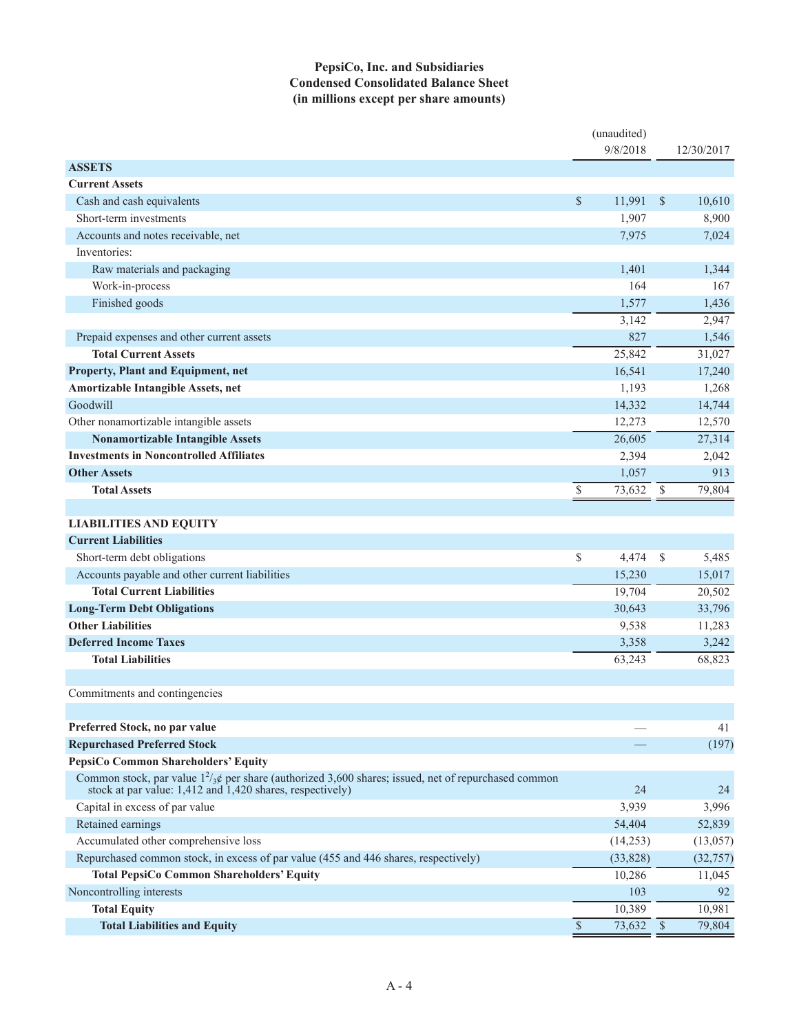# PepsiCo, Inc. and Subsidiaries
## Condensed Consolidated Balance Sheet
### (in millions except per share amounts)

| | (unaudited) 9/8/2018 | 12/30/2017 |
|---|---|---|
| **ASSETS** | | |
| **Current Assets** | | |
| Cash and cash equivalents | $ 11,991 | $ 10,610 |
| Short-term investments | 1,907 | 8,900 |
| Accounts and notes receivable, net | 7,975 | 7,024 |
| Inventories: | | |
| Raw materials and packaging | 1,401 | 1,344 |
| Work-in-process | 164 | 167 |
| Finished goods | 1,577 | 1,436 |
| | 3,142 | 2,947 |
| Prepaid expenses and other current assets | 827 | 1,546 |
| **Total Current Assets** | 25,842 | 31,027 |
| **Property, Plant and Equipment, net** | 16,541 | 17,240 |
| **Amortizable Intangible Assets, net** | 1,193 | 1,268 |
| Goodwill | 14,332 | 14,744 |
| Other nonamortizable intangible assets | 12,273 | 12,570 |
| **Nonamortizable Intangible Assets** | 26,605 | 27,314 |
| **Investments in Noncontrolled Affiliates** | 2,394 | 2,042 |
| **Other Assets** | 1,057 | 913 |
| **Total Assets** | $ 73,632 | $ 79,804 |
| | | |
| **LIABILITIES AND EQUITY** | | |
| **Current Liabilities** | | |
| Short-term debt obligations | $ 4,474 | $ 5,485 |
| Accounts payable and other current liabilities | 15,230 | 15,017 |
| **Total Current Liabilities** | 19,704 | 20,502 |
| **Long-Term Debt Obligations** | 30,643 | 33,796 |
| **Other Liabilities** | 9,538 | 11,283 |
| **Deferred Income Taxes** | 3,358 | 3,242 |
| **Total Liabilities** | 63,243 | 68,823 |
| | | |
| Commitments and contingencies | | |
| | | |
| **Preferred Stock, no par value** | — | 41 |
| **Repurchased Preferred Stock** | — | (197) |
| **PepsiCo Common Shareholders' Equity** | | |
| Common stock, par value $1^{2}/_{3}$¢ per share (authorized 3,600 shares; issued, net of repurchased common stock at par value: 1,412 and 1,420 shares, respectively) | 24 | 24 |
| Capital in excess of par value | 3,939 | 3,996 |
| Retained earnings | 54,404 | 52,839 |
| Accumulated other comprehensive loss | (14,253) | (13,057) |
| Repurchased common stock, in excess of par value (455 and 446 shares, respectively) | (33,828) | (32,757) |
| **Total PepsiCo Common Shareholders' Equity** | 10,286 | 11,045 |
| Noncontrolling interests | 103 | 92 |
| **Total Equity** | 10,389 | 10,981 |
| **Total Liabilities and Equity** | $ 73,632 | $ 79,804 |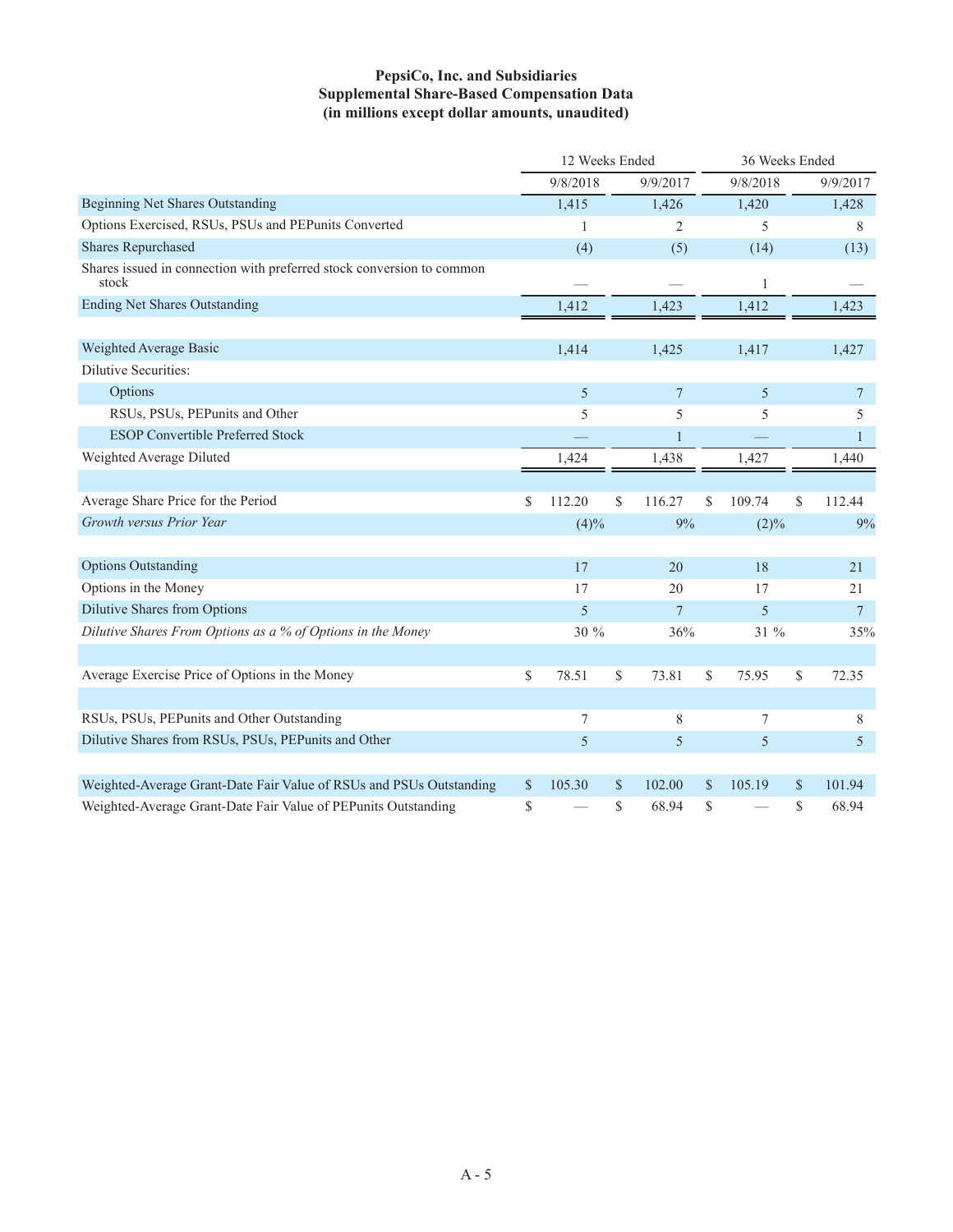**PepsiCo, Inc. and Subsidiaries**
**Supplemental Share-Based Compensation Data**
**(in millions except dollar amounts, unaudited)**

| | 12 Weeks Ended | | 36 Weeks Ended | |
|---|---|---|---|---|
| | 9/8/2018 | 9/9/2017 | 9/8/2018 | 9/9/2017 |
| Beginning Net Shares Outstanding | 1,415 | 1,426 | 1,420 | 1,428 |
| Options Exercised, RSUs, PSUs and PEPunits Converted | 1 | 2 | 5 | 8 |
| Shares Repurchased | (4) | (5) | (14) | (13) |
| Shares issued in connection with preferred stock conversion to common stock | — | — | 1 | — |
| Ending Net Shares Outstanding | 1,412 | 1,423 | 1,412 | 1,423 |
| | | | | |
| Weighted Average Basic | 1,414 | 1,425 | 1,417 | 1,427 |
| Dilutive Securities: | | | | |
| Options | 5 | 7 | 5 | 7 |
| RSUs, PSUs, PEPunits and Other | 5 | 5 | 5 | 5 |
| ESOP Convertible Preferred Stock | — | 1 | — | 1 |
| Weighted Average Diluted | 1,424 | 1,438 | 1,427 | 1,440 |
| | | | | |
| Average Share Price for the Period | $ 112.20 | $ 116.27 | $ 109.74 | $ 112.44 |
| *Growth versus Prior Year* | (4)% | 9% | (2)% | 9% |
| | | | | |
| Options Outstanding | 17 | 20 | 18 | 21 |
| Options in the Money | 17 | 20 | 17 | 21 |
| Dilutive Shares from Options | 5 | 7 | 5 | 7 |
| *Dilutive Shares From Options as a % of Options in the Money* | 30 % | 36% | 31 % | 35% |
| | | | | |
| Average Exercise Price of Options in the Money | $ 78.51 | $ 73.81 | $ 75.95 | $ 72.35 |
| | | | | |
| RSUs, PSUs, PEPunits and Other Outstanding | 7 | 8 | 7 | 8 |
| Dilutive Shares from RSUs, PSUs, PEPunits and Other | 5 | 5 | 5 | 5 |
| | | | | |
| Weighted-Average Grant-Date Fair Value of RSUs and PSUs Outstanding | $ 105.30 | $ 102.00 | $ 105.19 | $ 101.94 |
| Weighted-Average Grant-Date Fair Value of PEPunits Outstanding | $ — | $ 68.94 | $ — | $ 68.94 |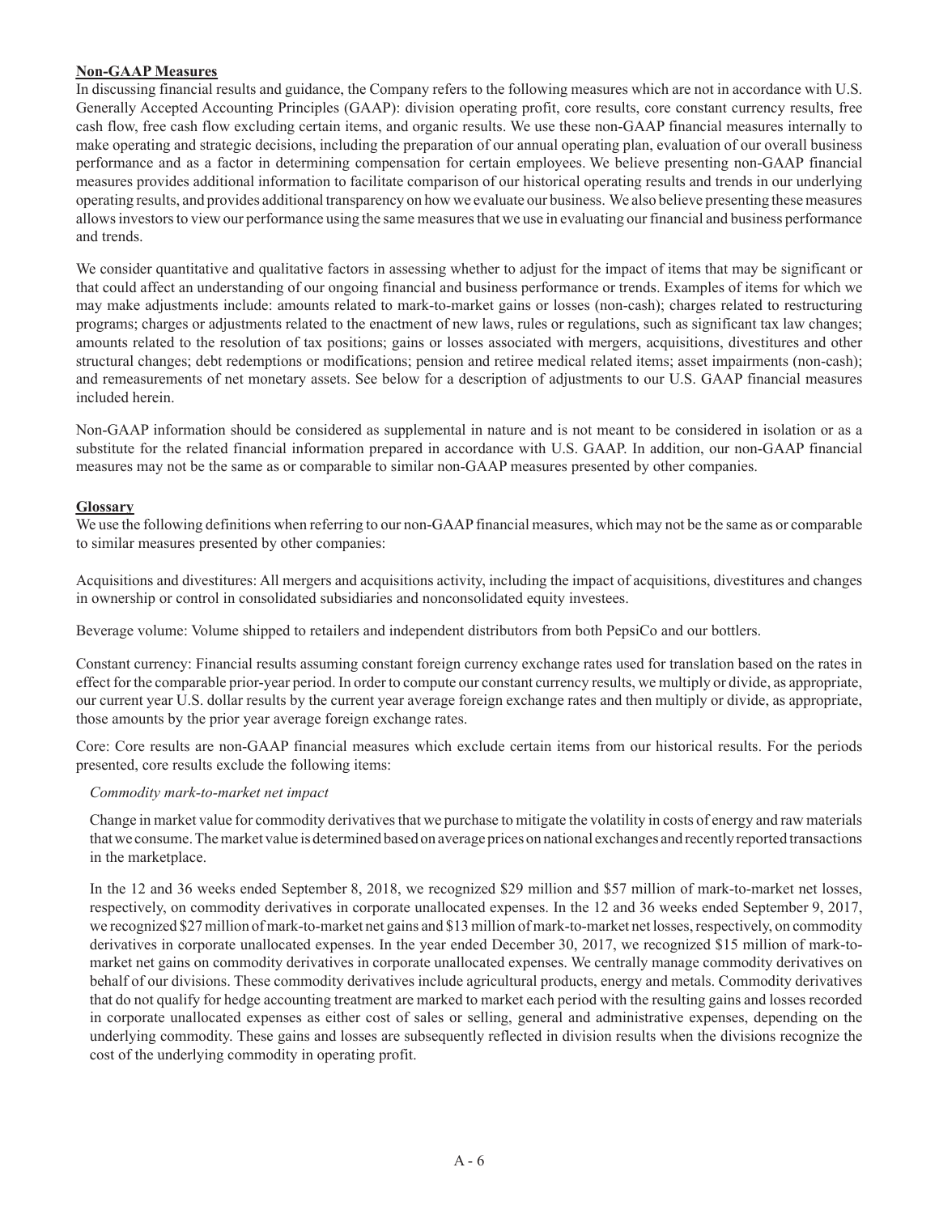**Non-GAAP Measures**

In discussing financial results and guidance, the Company refers to the following measures which are not in accordance with U.S. Generally Accepted Accounting Principles (GAAP): division operating profit, core results, core constant currency results, free cash flow, free cash flow excluding certain items, and organic results. We use these non-GAAP financial measures internally to make operating and strategic decisions, including the preparation of our annual operating plan, evaluation of our overall business performance and as a factor in determining compensation for certain employees. We believe presenting non-GAAP financial measures provides additional information to facilitate comparison of our historical operating results and trends in our underlying operating results, and provides additional transparency on how we evaluate our business. We also believe presenting these measures allows investors to view our performance using the same measures that we use in evaluating our financial and business performance and trends.

We consider quantitative and qualitative factors in assessing whether to adjust for the impact of items that may be significant or that could affect an understanding of our ongoing financial and business performance or trends. Examples of items for which we may make adjustments include: amounts related to mark-to-market gains or losses (non-cash); charges related to restructuring programs; charges or adjustments related to the enactment of new laws, rules or regulations, such as significant tax law changes; amounts related to the resolution of tax positions; gains or losses associated with mergers, acquisitions, divestitures and other structural changes; debt redemptions or modifications; pension and retiree medical related items; asset impairments (non-cash); and remeasurements of net monetary assets. See below for a description of adjustments to our U.S. GAAP financial measures included herein.

Non-GAAP information should be considered as supplemental in nature and is not meant to be considered in isolation or as a substitute for the related financial information prepared in accordance with U.S. GAAP. In addition, our non-GAAP financial measures may not be the same as or comparable to similar non-GAAP measures presented by other companies.

**Glossary**

We use the following definitions when referring to our non-GAAP financial measures, which may not be the same as or comparable to similar measures presented by other companies:

Acquisitions and divestitures: All mergers and acquisitions activity, including the impact of acquisitions, divestitures and changes in ownership or control in consolidated subsidiaries and nonconsolidated equity investees.

Beverage volume: Volume shipped to retailers and independent distributors from both PepsiCo and our bottlers.

Constant currency: Financial results assuming constant foreign currency exchange rates used for translation based on the rates in effect for the comparable prior-year period. In order to compute our constant currency results, we multiply or divide, as appropriate, our current year U.S. dollar results by the current year average foreign exchange rates and then multiply or divide, as appropriate, those amounts by the prior year average foreign exchange rates.

Core: Core results are non-GAAP financial measures which exclude certain items from our historical results. For the periods presented, core results exclude the following items:

*Commodity mark-to-market net impact*

Change in market value for commodity derivatives that we purchase to mitigate the volatility in costs of energy and raw materials that we consume. The market value is determined based on average prices on national exchanges and recently reported transactions in the marketplace.

In the 12 and 36 weeks ended September 8, 2018, we recognized $29 million and $57 million of mark-to-market net losses, respectively, on commodity derivatives in corporate unallocated expenses. In the 12 and 36 weeks ended September 9, 2017, we recognized $27 million of mark-to-market net gains and $13 million of mark-to-market net losses, respectively, on commodity derivatives in corporate unallocated expenses. In the year ended December 30, 2017, we recognized $15 million of mark-to-market net gains on commodity derivatives in corporate unallocated expenses. We centrally manage commodity derivatives on behalf of our divisions. These commodity derivatives include agricultural products, energy and metals. Commodity derivatives that do not qualify for hedge accounting treatment are marked to market each period with the resulting gains and losses recorded in corporate unallocated expenses as either cost of sales or selling, general and administrative expenses, depending on the underlying commodity. These gains and losses are subsequently reflected in division results when the divisions recognize the cost of the underlying commodity in operating profit.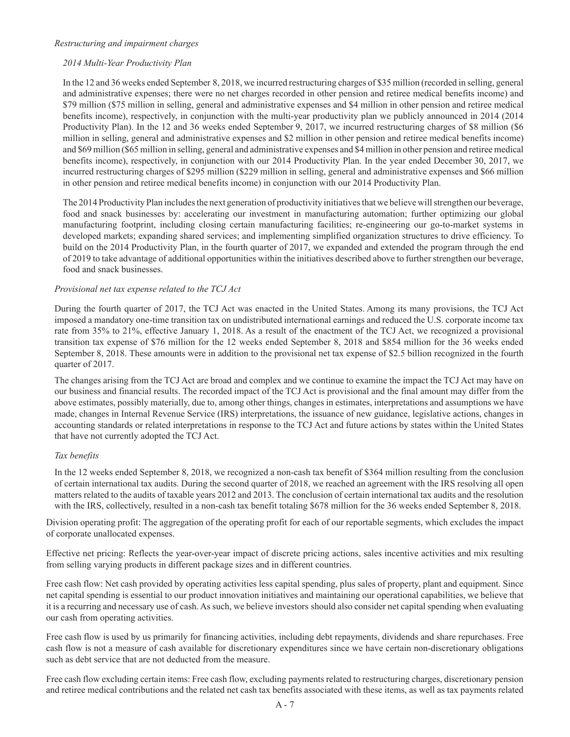*Restructuring and impairment charges*

*2014 Multi-Year Productivity Plan*

In the 12 and 36 weeks ended September 8, 2018, we incurred restructuring charges of $35 million (recorded in selling, general and administrative expenses; there were no net charges recorded in other pension and retiree medical benefits income) and $79 million ($75 million in selling, general and administrative expenses and $4 million in other pension and retiree medical benefits income), respectively, in conjunction with the multi-year productivity plan we publicly announced in 2014 (2014 Productivity Plan). In the 12 and 36 weeks ended September 9, 2017, we incurred restructuring charges of $8 million ($6 million in selling, general and administrative expenses and $2 million in other pension and retiree medical benefits income) and $69 million ($65 million in selling, general and administrative expenses and $4 million in other pension and retiree medical benefits income), respectively, in conjunction with our 2014 Productivity Plan. In the year ended December 30, 2017, we incurred restructuring charges of $295 million ($229 million in selling, general and administrative expenses and $66 million in other pension and retiree medical benefits income) in conjunction with our 2014 Productivity Plan.

The 2014 Productivity Plan includes the next generation of productivity initiatives that we believe will strengthen our beverage, food and snack businesses by: accelerating our investment in manufacturing automation; further optimizing our global manufacturing footprint, including closing certain manufacturing facilities; re-engineering our go-to-market systems in developed markets; expanding shared services; and implementing simplified organization structures to drive efficiency. To build on the 2014 Productivity Plan, in the fourth quarter of 2017, we expanded and extended the program through the end of 2019 to take advantage of additional opportunities within the initiatives described above to further strengthen our beverage, food and snack businesses.

*Provisional net tax expense related to the TCJ Act*

During the fourth quarter of 2017, the TCJ Act was enacted in the United States. Among its many provisions, the TCJ Act imposed a mandatory one-time transition tax on undistributed international earnings and reduced the U.S. corporate income tax rate from 35% to 21%, effective January 1, 2018. As a result of the enactment of the TCJ Act, we recognized a provisional transition tax expense of $76 million for the 12 weeks ended September 8, 2018 and $854 million for the 36 weeks ended September 8, 2018. These amounts were in addition to the provisional net tax expense of $2.5 billion recognized in the fourth quarter of 2017.

The changes arising from the TCJ Act are broad and complex and we continue to examine the impact the TCJ Act may have on our business and financial results. The recorded impact of the TCJ Act is provisional and the final amount may differ from the above estimates, possibly materially, due to, among other things, changes in estimates, interpretations and assumptions we have made, changes in Internal Revenue Service (IRS) interpretations, the issuance of new guidance, legislative actions, changes in accounting standards or related interpretations in response to the TCJ Act and future actions by states within the United States that have not currently adopted the TCJ Act.

*Tax benefits*

In the 12 weeks ended September 8, 2018, we recognized a non-cash tax benefit of $364 million resulting from the conclusion of certain international tax audits. During the second quarter of 2018, we reached an agreement with the IRS resolving all open matters related to the audits of taxable years 2012 and 2013. The conclusion of certain international tax audits and the resolution with the IRS, collectively, resulted in a non-cash tax benefit totaling $678 million for the 36 weeks ended September 8, 2018.

Division operating profit: The aggregation of the operating profit for each of our reportable segments, which excludes the impact of corporate unallocated expenses.

Effective net pricing: Reflects the year-over-year impact of discrete pricing actions, sales incentive activities and mix resulting from selling varying products in different package sizes and in different countries.

Free cash flow: Net cash provided by operating activities less capital spending, plus sales of property, plant and equipment. Since net capital spending is essential to our product innovation initiatives and maintaining our operational capabilities, we believe that it is a recurring and necessary use of cash. As such, we believe investors should also consider net capital spending when evaluating our cash from operating activities.

Free cash flow is used by us primarily for financing activities, including debt repayments, dividends and share repurchases. Free cash flow is not a measure of cash available for discretionary expenditures since we have certain non-discretionary obligations such as debt service that are not deducted from the measure.

Free cash flow excluding certain items: Free cash flow, excluding payments related to restructuring charges, discretionary pension and retiree medical contributions and the related net cash tax benefits associated with these items, as well as tax payments related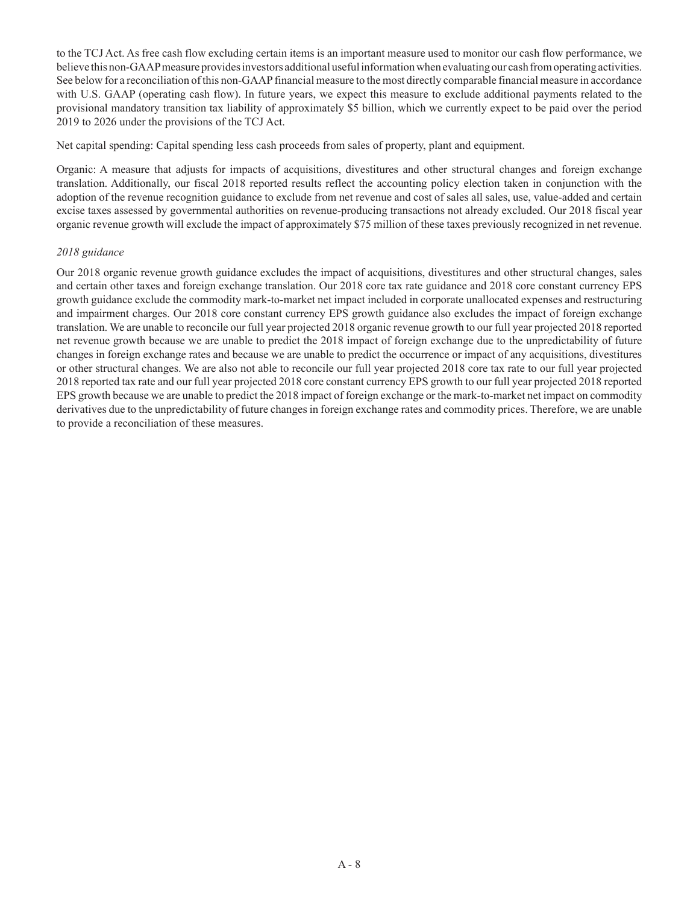to the TCJ Act. As free cash flow excluding certain items is an important measure used to monitor our cash flow performance, we believe this non-GAAP measure provides investors additional useful information when evaluating our cash from operating activities. See below for a reconciliation of this non-GAAP financial measure to the most directly comparable financial measure in accordance with U.S. GAAP (operating cash flow). In future years, we expect this measure to exclude additional payments related to the provisional mandatory transition tax liability of approximately $5 billion, which we currently expect to be paid over the period 2019 to 2026 under the provisions of the TCJ Act.

Net capital spending: Capital spending less cash proceeds from sales of property, plant and equipment.

Organic: A measure that adjusts for impacts of acquisitions, divestitures and other structural changes and foreign exchange translation. Additionally, our fiscal 2018 reported results reflect the accounting policy election taken in conjunction with the adoption of the revenue recognition guidance to exclude from net revenue and cost of sales all sales, use, value-added and certain excise taxes assessed by governmental authorities on revenue-producing transactions not already excluded. Our 2018 fiscal year organic revenue growth will exclude the impact of approximately $75 million of these taxes previously recognized in net revenue.

*2018 guidance*

Our 2018 organic revenue growth guidance excludes the impact of acquisitions, divestitures and other structural changes, sales and certain other taxes and foreign exchange translation. Our 2018 core tax rate guidance and 2018 core constant currency EPS growth guidance exclude the commodity mark-to-market net impact included in corporate unallocated expenses and restructuring and impairment charges. Our 2018 core constant currency EPS growth guidance also excludes the impact of foreign exchange translation. We are unable to reconcile our full year projected 2018 organic revenue growth to our full year projected 2018 reported net revenue growth because we are unable to predict the 2018 impact of foreign exchange due to the unpredictability of future changes in foreign exchange rates and because we are unable to predict the occurrence or impact of any acquisitions, divestitures or other structural changes. We are also not able to reconcile our full year projected 2018 core tax rate to our full year projected 2018 reported tax rate and our full year projected 2018 core constant currency EPS growth to our full year projected 2018 reported EPS growth because we are unable to predict the 2018 impact of foreign exchange or the mark-to-market net impact on commodity derivatives due to the unpredictability of future changes in foreign exchange rates and commodity prices. Therefore, we are unable to provide a reconciliation of these measures.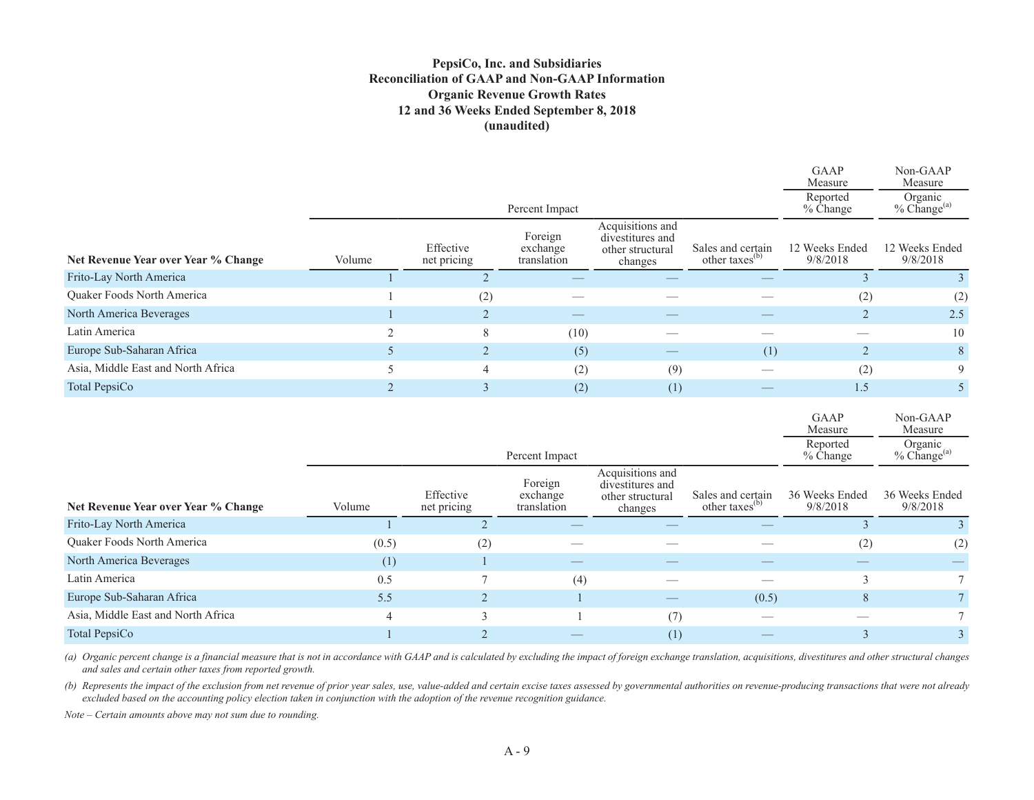**PepsiCo, Inc. and Subsidiaries**
**Reconciliation of GAAP and Non-GAAP Information**
**Organic Revenue Growth Rates**
**12 and 36 Weeks Ended September 8, 2018**
**(unaudited)**

| | Percent Impact | | | | | GAAP Measure | Non-GAAP Measure |
|---|---|---|---|---|---|---|---|
| | | | | | | Reported % Change | Organic % Change[(a)] |
| **Net Revenue Year over Year % Change** | Volume | Effective net pricing | Foreign exchange translation | Acquisitions and divestitures and other structural changes | Sales and certain other taxes[(b)] | 12 Weeks Ended 9/8/2018 | 12 Weeks Ended 9/8/2018 |
| Frito-Lay North America | 1 | 2 | — | — | — | 3 | 3 |
| Quaker Foods North America | 1 | (2) | — | — | — | (2) | (2) |
| North America Beverages | 1 | 2 | — | — | — | 2 | 2.5 |
| Latin America | 2 | 8 | (10) | — | — | — | 10 |
| Europe Sub-Saharan Africa | 5 | 2 | (5) | — | (1) | 2 | 8 |
| Asia, Middle East and North Africa | 5 | 4 | (2) | (9) | — | (2) | 9 |
| Total PepsiCo | 2 | 3 | (2) | (1) | — | 1.5 | 5 |

| | Percent Impact | | | | | GAAP Measure | Non-GAAP Measure |
|---|---|---|---|---|---|---|---|
| | | | | | | Reported % Change | Organic % Change[(a)] |
| **Net Revenue Year over Year % Change** | Volume | Effective net pricing | Foreign exchange translation | Acquisitions and divestitures and other structural changes | Sales and certain other taxes[(b)] | 36 Weeks Ended 9/8/2018 | 36 Weeks Ended 9/8/2018 |
| Frito-Lay North America | 1 | 2 | — | — | — | 3 | 3 |
| Quaker Foods North America | (0.5) | (2) | — | — | — | (2) | (2) |
| North America Beverages | (1) | 1 | — | — | — | — | — |
| Latin America | 0.5 | 7 | (4) | — | — | 3 | 7 |
| Europe Sub-Saharan Africa | 5.5 | 2 | 1 | — | (0.5) | 8 | 7 |
| Asia, Middle East and North Africa | 4 | 3 | 1 | (7) | — | — | 7 |
| Total PepsiCo | 1 | 2 | — | (1) | — | 3 | 3 |

*(a) Organic percent change is a financial measure that is not in accordance with GAAP and is calculated by excluding the impact of foreign exchange translation, acquisitions, divestitures and other structural changes and sales and certain other taxes from reported growth.*

*(b) Represents the impact of the exclusion from net revenue of prior year sales, use, value-added and certain excise taxes assessed by governmental authorities on revenue-producing transactions that were not already excluded based on the accounting policy election taken in conjunction with the adoption of the revenue recognition guidance.*

*Note – Certain amounts above may not sum due to rounding.*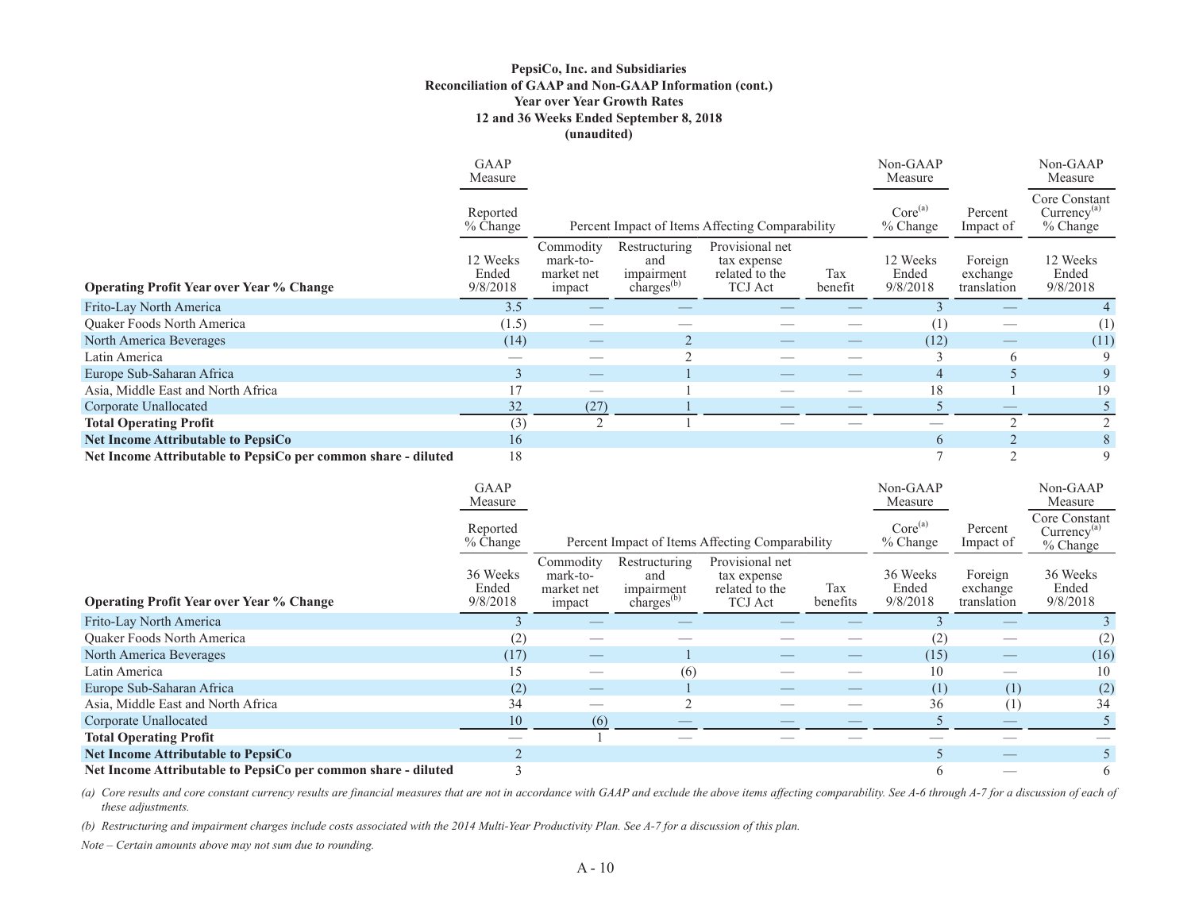**PepsiCo, Inc. and Subsidiaries**
**Reconciliation of GAAP and Non-GAAP Information (cont.)**
**Year over Year Growth Rates**
**12 and 36 Weeks Ended September 8, 2018**
**(unaudited)**

| | GAAP Measure | | | | | Non-GAAP Measure | | Non-GAAP Measure |
|---|---|---|---|---|---|---|---|---|
| | Reported % Change | Percent Impact of Items Affecting Comparability | | | | Core[(a)] % Change | Percent Impact of | Core Constant Currency[(a)] % Change |
| **Operating Profit Year over Year % Change** | 12 Weeks Ended 9/8/2018 | Commodity mark-to-market net impact | Restructuring and impairment charges[(b)] | Provisional net tax expense related to the TCJ Act | Tax benefit | 12 Weeks Ended 9/8/2018 | Foreign exchange translation | 12 Weeks Ended 9/8/2018 |
| Frito-Lay North America | 3.5 | — | — | — | — | 3 | — | 4 |
| Quaker Foods North America | (1.5) | — | — | — | — | (1) | — | (1) |
| North America Beverages | (14) | — | 2 | — | — | (12) | — | (11) |
| Latin America | — | — | 2 | — | — | 3 | 6 | 9 |
| Europe Sub-Saharan Africa | 3 | — | 1 | — | — | 4 | 5 | 9 |
| Asia, Middle East and North Africa | 17 | — | 1 | — | — | 18 | 1 | 19 |
| Corporate Unallocated | 32 | (27) | 1 | — | — | 5 | — | 5 |
| **Total Operating Profit** | (3) | 2 | 1 | — | — | — | 2 | 2 |
| **Net Income Attributable to PepsiCo** | 16 | | | | | 6 | 2 | 8 |
| **Net Income Attributable to PepsiCo per common share - diluted** | 18 | | | | | 7 | 2 | 9 |

| | GAAP Measure | | | | | Non-GAAP Measure | | Non-GAAP Measure |
|---|---|---|---|---|---|---|---|---|
| | Reported % Change | Percent Impact of Items Affecting Comparability | | | | Core[(a)] % Change | Percent Impact of | Core Constant Currency[(a)] % Change |
| **Operating Profit Year over Year % Change** | 36 Weeks Ended 9/8/2018 | Commodity mark-to-market net impact | Restructuring and impairment charges[(b)] | Provisional net tax expense related to the TCJ Act | Tax benefits | 36 Weeks Ended 9/8/2018 | Foreign exchange translation | 36 Weeks Ended 9/8/2018 |
| Frito-Lay North America | 3 | — | — | — | — | 3 | — | 3 |
| Quaker Foods North America | (2) | — | — | — | — | (2) | — | (2) |
| North America Beverages | (17) | — | 1 | — | — | (15) | — | (16) |
| Latin America | 15 | — | (6) | — | — | 10 | — | 10 |
| Europe Sub-Saharan Africa | (2) | — | 1 | — | — | (1) | (1) | (2) |
| Asia, Middle East and North Africa | 34 | — | 2 | — | — | 36 | (1) | 34 |
| Corporate Unallocated | 10 | (6) | — | — | — | 5 | — | 5 |
| **Total Operating Profit** | — | 1 | — | — | — | — | — | — |
| **Net Income Attributable to PepsiCo** | 2 | | | | | 5 | — | 5 |
| **Net Income Attributable to PepsiCo per common share - diluted** | 3 | | | | | 6 | — | 6 |

*(a) Core results and core constant currency results are financial measures that are not in accordance with GAAP and exclude the above items affecting comparability. See A-6 through A-7 for a discussion of each of these adjustments.*

*(b) Restructuring and impairment charges include costs associated with the 2014 Multi-Year Productivity Plan. See A-7 for a discussion of this plan.*

*Note – Certain amounts above may not sum due to rounding.*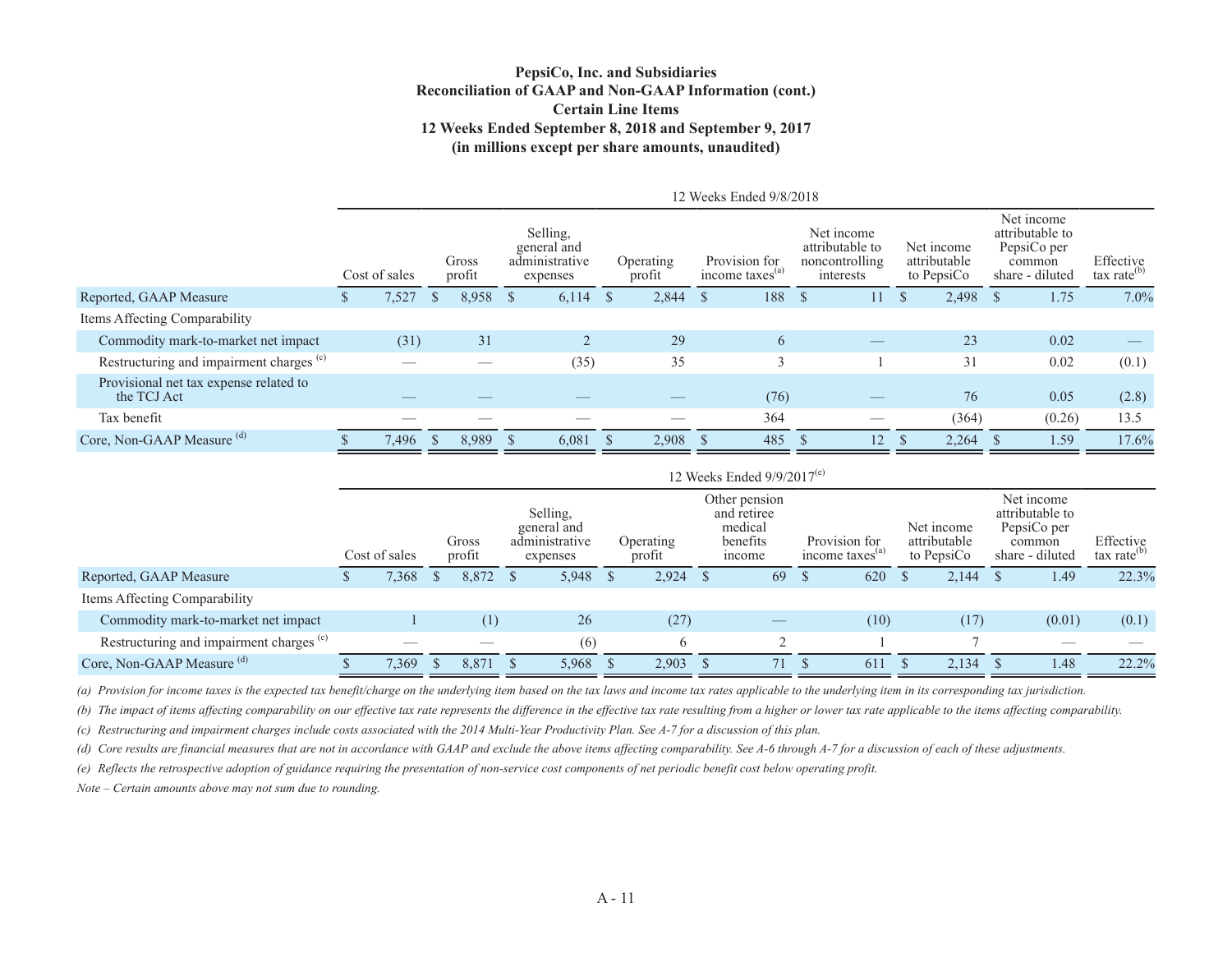**PepsiCo, Inc. and Subsidiaries**
**Reconciliation of GAAP and Non-GAAP Information (cont.)**
**Certain Line Items**
**12 Weeks Ended September 8, 2018 and September 9, 2017**
**(in millions except per share amounts, unaudited)**

| | 12 Weeks Ended 9/8/2018 | | | | | | | | |
|---|---|---|---|---|---|---|---|---|---|
| | Cost of sales | Gross profit | Selling, general and administrative expenses | Operating profit | Provision for income taxes[(a)] | Net income attributable to noncontrolling interests | Net income attributable to PepsiCo | Net income attributable to PepsiCo per common share - diluted | Effective tax rate[(b)] |
| Reported, GAAP Measure | $ 7,527 | $ 8,958 | $ 6,114 | $ 2,844 | $ 188 | $ 11 | $ 2,498 | $ 1.75 | 7.0% |
| Items Affecting Comparability | | | | | | | | | |
| Commodity mark-to-market net impact | (31) | 31 | 2 | 29 | 6 | — | 23 | 0.02 | — |
| Restructuring and impairment charges [(c)] | — | — | (35) | 35 | 3 | 1 | 31 | 0.02 | (0.1) |
| Provisional net tax expense related to the TCJ Act | — | — | — | — | (76) | — | 76 | 0.05 | (2.8) |
| Tax benefit | — | — | — | — | 364 | — | (364) | (0.26) | 13.5 |
| Core, Non-GAAP Measure [(d)] | $ 7,496 | $ 8,989 | $ 6,081 | $ 2,908 | $ 485 | $ 12 | $ 2,264 | $ 1.59 | 17.6% |

| | 12 Weeks Ended 9/9/2017[(e)] | | | | | | | | |
|---|---|---|---|---|---|---|---|---|---|
| | Cost of sales | Gross profit | Selling, general and administrative expenses | Operating profit | Other pension and retiree medical benefits income | Provision for income taxes[(a)] | Net income attributable to PepsiCo | Net income attributable to PepsiCo per common share - diluted | Effective tax rate[(b)] |
| Reported, GAAP Measure | $ 7,368 | $ 8,872 | $ 5,948 | $ 2,924 | $ 69 | $ 620 | $ 2,144 | $ 1.49 | 22.3% |
| Items Affecting Comparability | | | | | | | | | |
| Commodity mark-to-market net impact | 1 | (1) | 26 | (27) | — | (10) | (17) | (0.01) | (0.1) |
| Restructuring and impairment charges [(c)] | — | — | (6) | 6 | 2 | 1 | 7 | — | — |
| Core, Non-GAAP Measure [(d)] | $ 7,369 | $ 8,871 | $ 5,968 | $ 2,903 | $ 71 | $ 611 | $ 2,134 | $ 1.48 | 22.2% |

*(a) Provision for income taxes is the expected tax benefit/charge on the underlying item based on the tax laws and income tax rates applicable to the underlying item in its corresponding tax jurisdiction.*

*(b) The impact of items affecting comparability on our effective tax rate represents the difference in the effective tax rate resulting from a higher or lower tax rate applicable to the items affecting comparability.*

*(c) Restructuring and impairment charges include costs associated with the 2014 Multi-Year Productivity Plan. See A-7 for a discussion of this plan.*

*(d) Core results are financial measures that are not in accordance with GAAP and exclude the above items affecting comparability. See A-6 through A-7 for a discussion of each of these adjustments.*

*(e) Reflects the retrospective adoption of guidance requiring the presentation of non-service cost components of net periodic benefit cost below operating profit.*

*Note – Certain amounts above may not sum due to rounding.*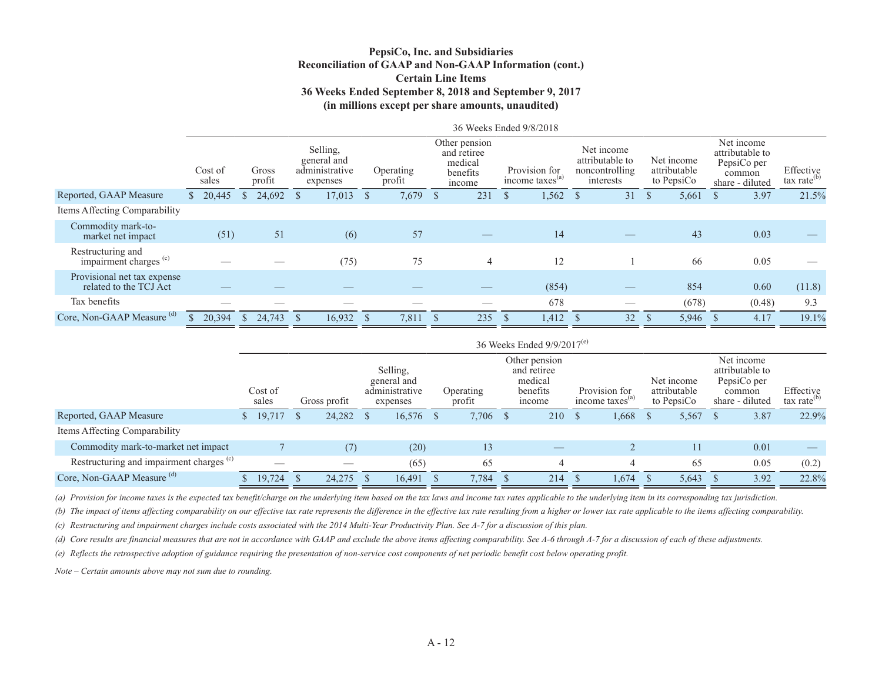**PepsiCo, Inc. and Subsidiaries**
**Reconciliation of GAAP and Non-GAAP Information (cont.)**
**Certain Line Items**
**36 Weeks Ended September 8, 2018 and September 9, 2017**
**(in millions except per share amounts, unaudited)**

| | 36 Weeks Ended 9/8/2018 | | | | | | | | | |
|---|---|---|---|---|---|---|---|---|---|---|
| | Cost of sales | Gross profit | Selling, general and administrative expenses | Operating profit | Other pension and retiree medical benefits income | Provision for income taxes[(a)] | Net income attributable to noncontrolling interests | Net income attributable to PepsiCo | Net income attributable to PepsiCo per common share - diluted | Effective tax rate[(b)] |
| Reported, GAAP Measure | $ 20,445 | $ 24,692 | $ 17,013 | $ 7,679 | $ 231 | $ 1,562 | $ 31 | $ 5,661 | $ 3.97 | 21.5% |
| Items Affecting Comparability | | | | | | | | | | |
| Commodity mark-to-market net impact | (51) | 51 | (6) | 57 | — | 14 | — | 43 | 0.03 | — |
| Restructuring and impairment charges [(c)] | — | — | (75) | 75 | 4 | 12 | 1 | 66 | 0.05 | — |
| Provisional net tax expense related to the TCJ Act | — | — | — | — | — | (854) | — | 854 | 0.60 | (11.8) |
| Tax benefits | — | — | — | — | — | 678 | — | (678) | (0.48) | 9.3 |
| Core, Non-GAAP Measure [(d)] | $ 20,394 | $ 24,743 | $ 16,932 | $ 7,811 | $ 235 | $ 1,412 | $ 32 | $ 5,946 | $ 4.17 | 19.1% |

| | 36 Weeks Ended 9/9/2017[(e)] | | | | | | | | |
|---|---|---|---|---|---|---|---|---|---|
| | Cost of sales | Gross profit | Selling, general and administrative expenses | Operating profit | Other pension and retiree medical benefits income | Provision for income taxes[(a)] | Net income attributable to PepsiCo | Net income attributable to PepsiCo per common share - diluted | Effective tax rate[(b)] |
| Reported, GAAP Measure | $ 19,717 | $ 24,282 | $ 16,576 | $ 7,706 | $ 210 | $ 1,668 | $ 5,567 | $ 3.87 | 22.9% |
| Items Affecting Comparability | | | | | | | | | |
| Commodity mark-to-market net impact | 7 | (7) | (20) | 13 | — | 2 | 11 | 0.01 | — |
| Restructuring and impairment charges [(c)] | — | — | (65) | 65 | 4 | 4 | 65 | 0.05 | (0.2) |
| Core, Non-GAAP Measure [(d)] | $ 19,724 | $ 24,275 | $ 16,491 | $ 7,784 | $ 214 | $ 1,674 | $ 5,643 | $ 3.92 | 22.8% |

*(a) Provision for income taxes is the expected tax benefit/charge on the underlying item based on the tax laws and income tax rates applicable to the underlying item in its corresponding tax jurisdiction.*

*(b) The impact of items affecting comparability on our effective tax rate represents the difference in the effective tax rate resulting from a higher or lower tax rate applicable to the items affecting comparability.*

*(c) Restructuring and impairment charges include costs associated with the 2014 Multi-Year Productivity Plan. See A-7 for a discussion of this plan.*

*(d) Core results are financial measures that are not in accordance with GAAP and exclude the above items affecting comparability. See A-6 through A-7 for a discussion of each of these adjustments.*

*(e) Reflects the retrospective adoption of guidance requiring the presentation of non-service cost components of net periodic benefit cost below operating profit.*

*Note – Certain amounts above may not sum due to rounding.*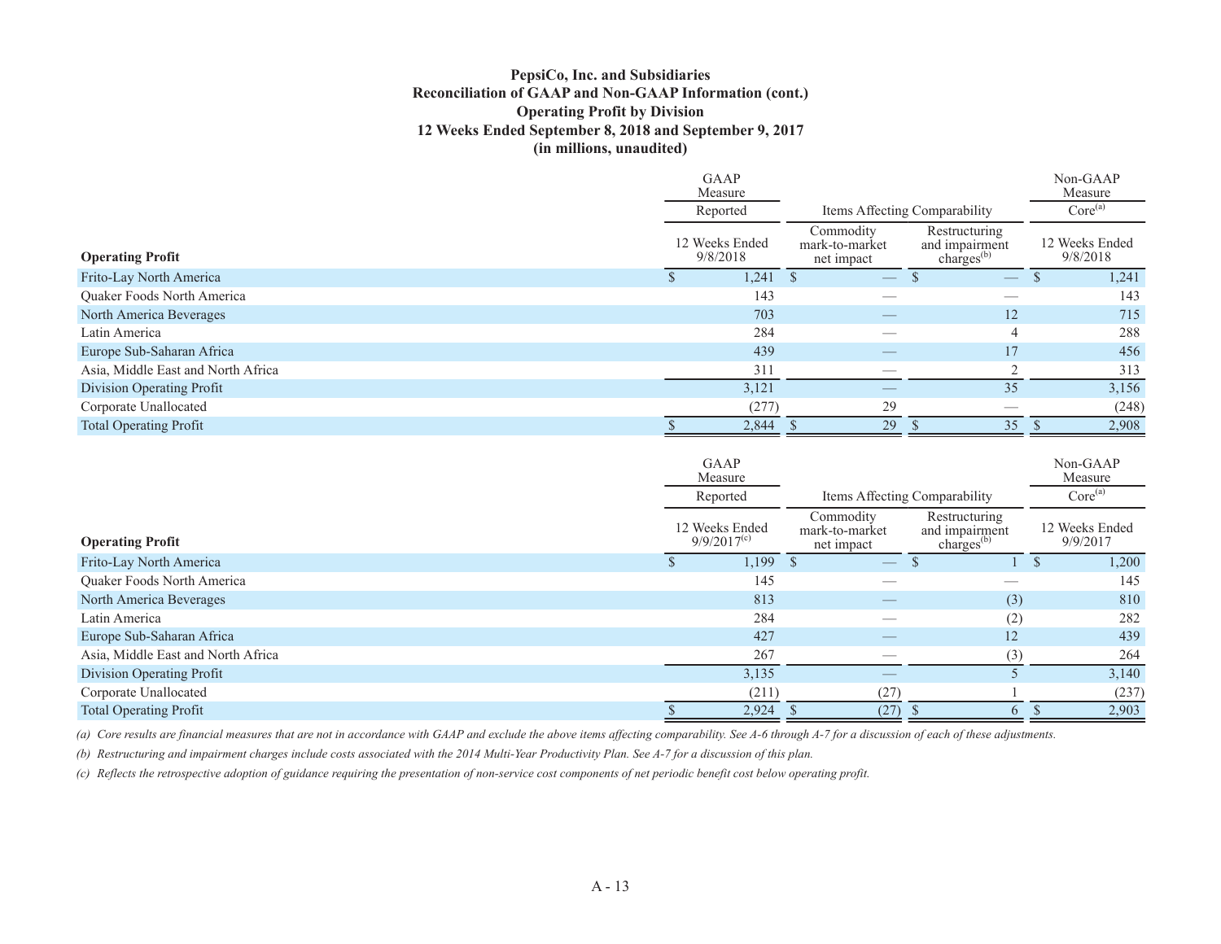**PepsiCo, Inc. and Subsidiaries**
**Reconciliation of GAAP and Non-GAAP Information (cont.)**
**Operating Profit by Division**
**12 Weeks Ended September 8, 2018 and September 9, 2017**
**(in millions, unaudited)**

| | GAAP Measure | Items Affecting Comparability | | Non-GAAP Measure |
|---|---|---|---|---|
| | Reported | | | Core[(a)] |
| **Operating Profit** | 12 Weeks Ended 9/8/2018 | Commodity mark-to-market net impact | Restructuring and impairment charges[(b)] | 12 Weeks Ended 9/8/2018 |
| Frito-Lay North America | $ 1,241 | $ — | $ — | $ 1,241 |
| Quaker Foods North America | 143 | — | — | 143 |
| North America Beverages | 703 | — | 12 | 715 |
| Latin America | 284 | — | 4 | 288 |
| Europe Sub-Saharan Africa | 439 | — | 17 | 456 |
| Asia, Middle East and North Africa | 311 | — | 2 | 313 |
| Division Operating Profit | 3,121 | — | 35 | 3,156 |
| Corporate Unallocated | (277) | 29 | — | (248) |
| Total Operating Profit | $ 2,844 | $ 29 | $ 35 | $ 2,908 |

| | GAAP Measure | Items Affecting Comparability | | Non-GAAP Measure |
|---|---|---|---|---|
| | Reported | | | Core[(a)] |
| **Operating Profit** | 12 Weeks Ended 9/9/2017[(c)] | Commodity mark-to-market net impact | Restructuring and impairment charges[(b)] | 12 Weeks Ended 9/9/2017 |
| Frito-Lay North America | $ 1,199 | $ — | $ 1 | $ 1,200 |
| Quaker Foods North America | 145 | — | — | 145 |
| North America Beverages | 813 | — | (3) | 810 |
| Latin America | 284 | — | (2) | 282 |
| Europe Sub-Saharan Africa | 427 | — | 12 | 439 |
| Asia, Middle East and North Africa | 267 | — | (3) | 264 |
| Division Operating Profit | 3,135 | — | 5 | 3,140 |
| Corporate Unallocated | (211) | (27) | 1 | (237) |
| Total Operating Profit | $ 2,924 | $ (27) | $ 6 | $ 2,903 |

*(a) Core results are financial measures that are not in accordance with GAAP and exclude the above items affecting comparability. See A-6 through A-7 for a discussion of each of these adjustments.*

*(b) Restructuring and impairment charges include costs associated with the 2014 Multi-Year Productivity Plan. See A-7 for a discussion of this plan.*

*(c) Reflects the retrospective adoption of guidance requiring the presentation of non-service cost components of net periodic benefit cost below operating profit.*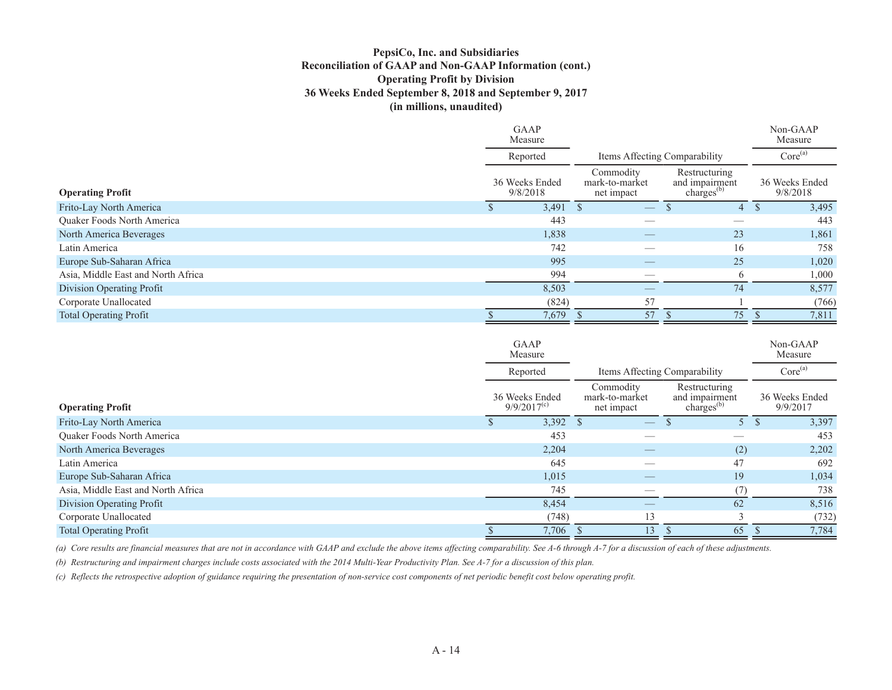**PepsiCo, Inc. and Subsidiaries**
**Reconciliation of GAAP and Non-GAAP Information (cont.)**
**Operating Profit by Division**
**36 Weeks Ended September 8, 2018 and September 9, 2017**
**(in millions, unaudited)**

| | GAAP Measure | | | Non-GAAP Measure |
|---|---|---|---|---|
| | Reported | Items Affecting Comparability | | Core[(a)] |
| **Operating Profit** | 36 Weeks Ended 9/8/2018 | Commodity mark-to-market net impact | Restructuring and impairment charges[(b)] | 36 Weeks Ended 9/8/2018 |
| Frito-Lay North America | $ 3,491 | $ — | $ 4 | $ 3,495 |
| Quaker Foods North America | 443 | — | — | 443 |
| North America Beverages | 1,838 | — | 23 | 1,861 |
| Latin America | 742 | — | 16 | 758 |
| Europe Sub-Saharan Africa | 995 | — | 25 | 1,020 |
| Asia, Middle East and North Africa | 994 | — | 6 | 1,000 |
| Division Operating Profit | 8,503 | — | 74 | 8,577 |
| Corporate Unallocated | (824) | 57 | 1 | (766) |
| Total Operating Profit | $ 7,679 | $ 57 | $ 75 | $ 7,811 |

| | GAAP Measure | | | Non-GAAP Measure |
|---|---|---|---|---|
| | Reported | Items Affecting Comparability | | Core[(a)] |
| **Operating Profit** | 36 Weeks Ended 9/9/2017[(c)] | Commodity mark-to-market net impact | Restructuring and impairment charges[(b)] | 36 Weeks Ended 9/9/2017 |
| Frito-Lay North America | $ 3,392 | $ — | $ 5 | $ 3,397 |
| Quaker Foods North America | 453 | — | — | 453 |
| North America Beverages | 2,204 | — | (2) | 2,202 |
| Latin America | 645 | — | 47 | 692 |
| Europe Sub-Saharan Africa | 1,015 | — | 19 | 1,034 |
| Asia, Middle East and North Africa | 745 | — | (7) | 738 |
| Division Operating Profit | 8,454 | — | 62 | 8,516 |
| Corporate Unallocated | (748) | 13 | 3 | (732) |
| Total Operating Profit | $ 7,706 | $ 13 | $ 65 | $ 7,784 |

*(a) Core results are financial measures that are not in accordance with GAAP and exclude the above items affecting comparability. See A-6 through A-7 for a discussion of each of these adjustments.*

*(b) Restructuring and impairment charges include costs associated with the 2014 Multi-Year Productivity Plan. See A-7 for a discussion of this plan.*

*(c) Reflects the retrospective adoption of guidance requiring the presentation of non-service cost components of net periodic benefit cost below operating profit.*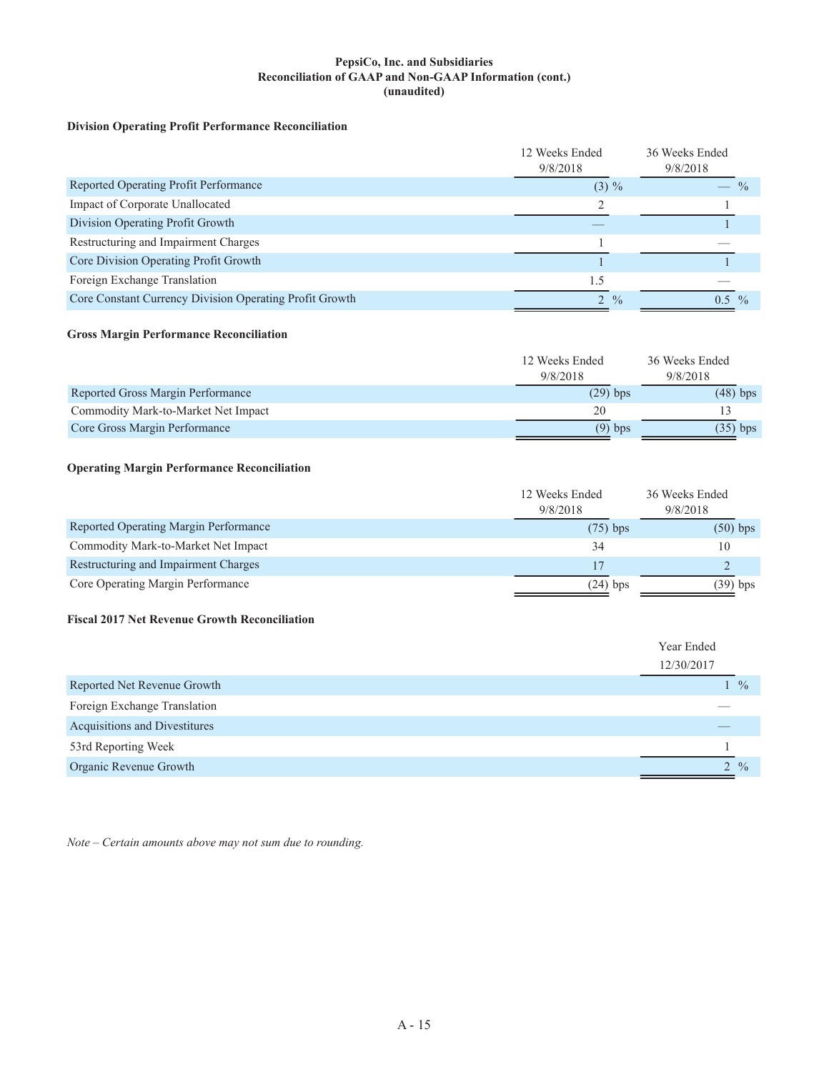**PepsiCo, Inc. and Subsidiaries**
**Reconciliation of GAAP and Non-GAAP Information (cont.)**
**(unaudited)**

**Division Operating Profit Performance Reconciliation**

| | 12 Weeks Ended 9/8/2018 | 36 Weeks Ended 9/8/2018 |
|---|---|---|
| Reported Operating Profit Performance | (3) % | — % |
| Impact of Corporate Unallocated | 2 | 1 |
| Division Operating Profit Growth | — | 1 |
| Restructuring and Impairment Charges | 1 | — |
| Core Division Operating Profit Growth | 1 | 1 |
| Foreign Exchange Translation | 1.5 | — |
| Core Constant Currency Division Operating Profit Growth | 2 % | 0.5 % |

**Gross Margin Performance Reconciliation**

| | 12 Weeks Ended 9/8/2018 | 36 Weeks Ended 9/8/2018 |
|---|---|---|
| Reported Gross Margin Performance | (29) bps | (48) bps |
| Commodity Mark-to-Market Net Impact | 20 | 13 |
| Core Gross Margin Performance | (9) bps | (35) bps |

**Operating Margin Performance Reconciliation**

| | 12 Weeks Ended 9/8/2018 | 36 Weeks Ended 9/8/2018 |
|---|---|---|
| Reported Operating Margin Performance | (75) bps | (50) bps |
| Commodity Mark-to-Market Net Impact | 34 | 10 |
| Restructuring and Impairment Charges | 17 | 2 |
| Core Operating Margin Performance | (24) bps | (39) bps |

**Fiscal 2017 Net Revenue Growth Reconciliation**

| | Year Ended 12/30/2017 |
|---|---|
| Reported Net Revenue Growth | 1 % |
| Foreign Exchange Translation | — |
| Acquisitions and Divestitures | — |
| 53rd Reporting Week | 1 |
| Organic Revenue Growth | 2 % |

*Note – Certain amounts above may not sum due to rounding.*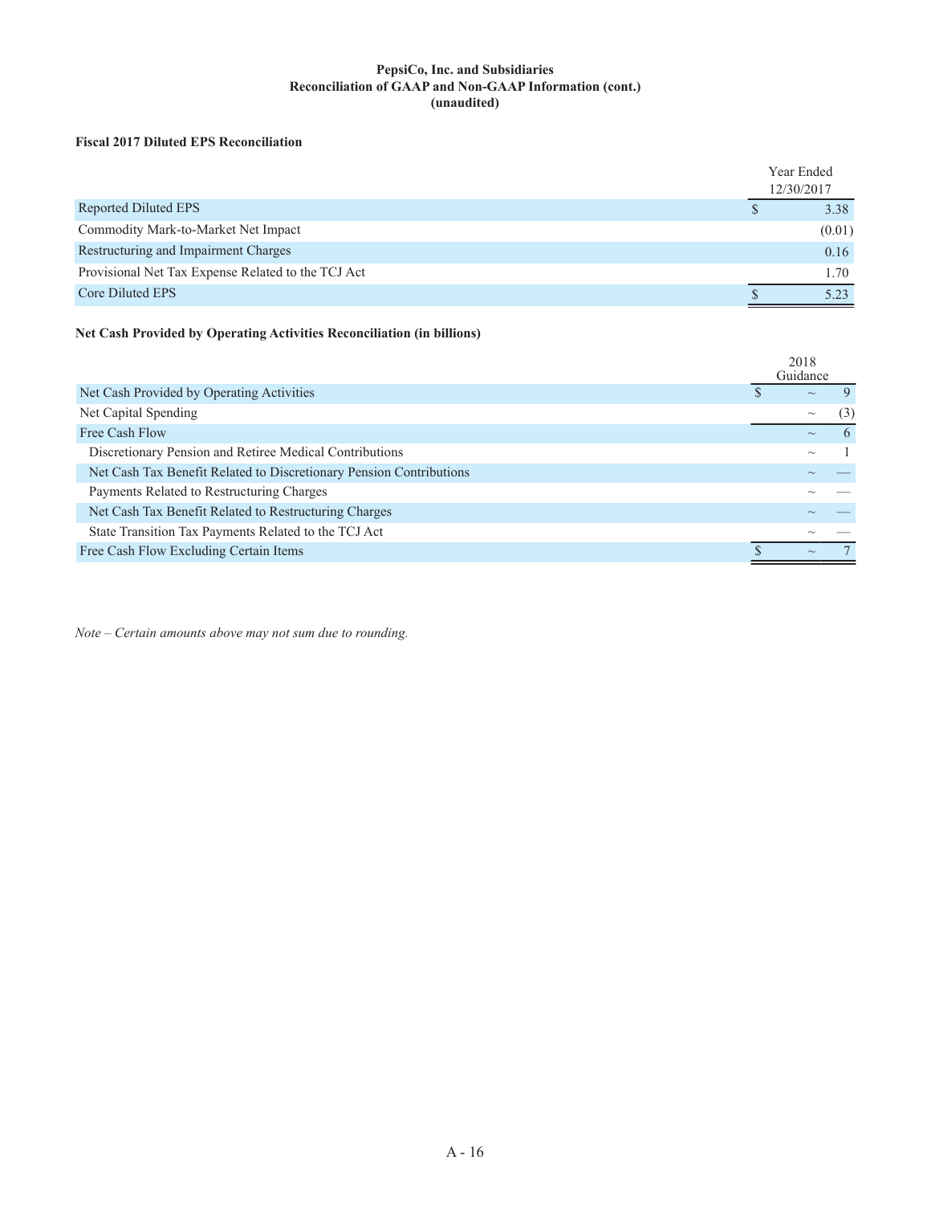**PepsiCo, Inc. and Subsidiaries**
**Reconciliation of GAAP and Non-GAAP Information (cont.)**
**(unaudited)**

**Fiscal 2017 Diluted EPS Reconciliation**

| | Year Ended 12/30/2017 |
|---|---|
| Reported Diluted EPS | $ 3.38 |
| Commodity Mark-to-Market Net Impact | (0.01) |
| Restructuring and Impairment Charges | 0.16 |
| Provisional Net Tax Expense Related to the TCJ Act | 1.70 |
| Core Diluted EPS | $ 5.23 |

**Net Cash Provided by Operating Activities Reconciliation (in billions)**

| | 2018 Guidance |
|---|---|
| Net Cash Provided by Operating Activities | $ ~ 9 |
| Net Capital Spending | ~ (3) |
| Free Cash Flow | ~ 6 |
| Discretionary Pension and Retiree Medical Contributions | ~ 1 |
| Net Cash Tax Benefit Related to Discretionary Pension Contributions | ~ — |
| Payments Related to Restructuring Charges | ~ — |
| Net Cash Tax Benefit Related to Restructuring Charges | ~ — |
| State Transition Tax Payments Related to the TCJ Act | ~ — |
| Free Cash Flow Excluding Certain Items | $ ~ 7 |

*Note – Certain amounts above may not sum due to rounding.*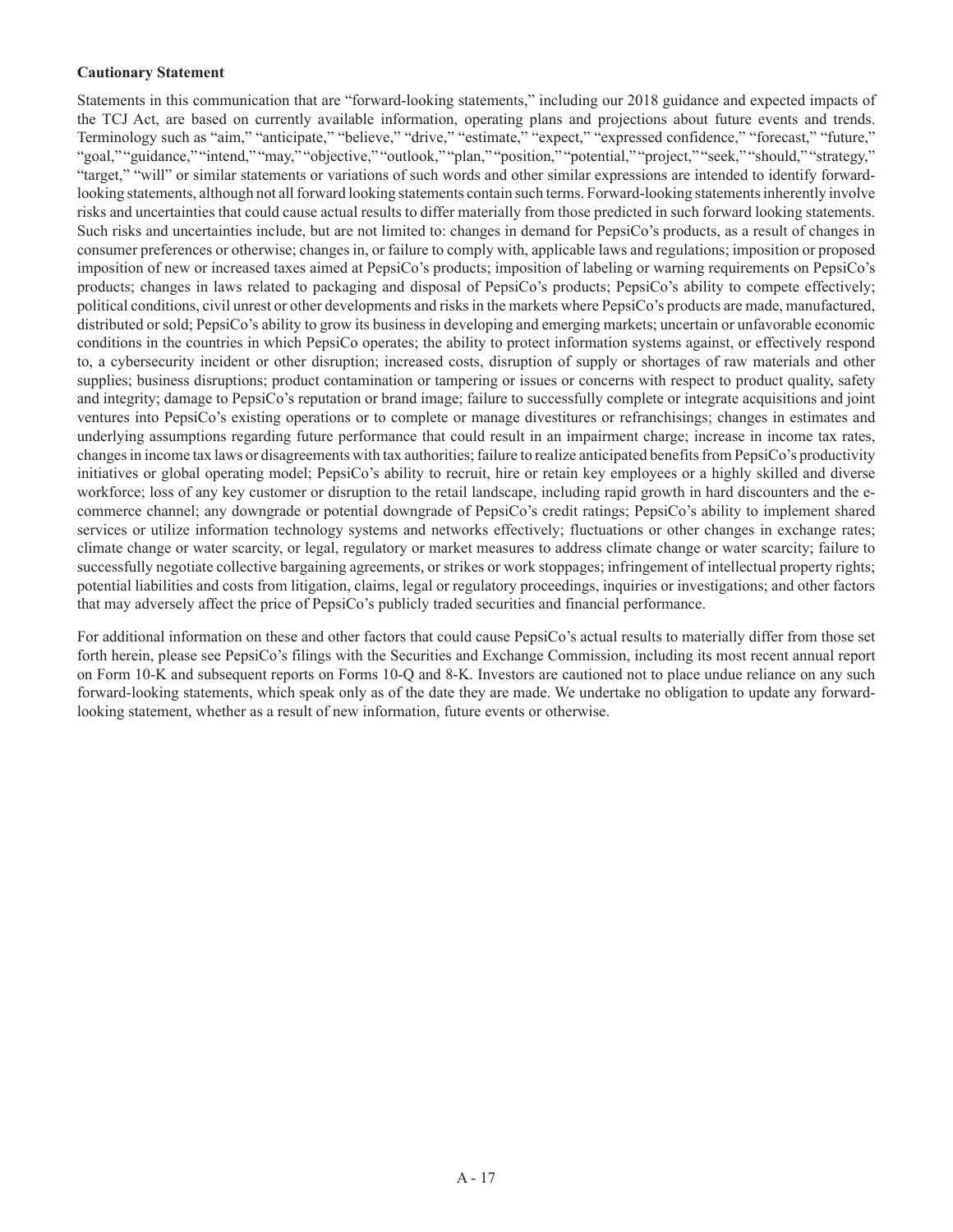**Cautionary Statement**

Statements in this communication that are "forward-looking statements," including our 2018 guidance and expected impacts of the TCJ Act, are based on currently available information, operating plans and projections about future events and trends. Terminology such as "aim," "anticipate," "believe," "drive," "estimate," "expect," "expressed confidence," "forecast," "future," "goal," "guidance," "intend," "may," "objective," "outlook," "plan," "position," "potential," "project," "seek," "should," "strategy," "target," "will" or similar statements or variations of such words and other similar expressions are intended to identify forward-looking statements, although not all forward looking statements contain such terms. Forward-looking statements inherently involve risks and uncertainties that could cause actual results to differ materially from those predicted in such forward looking statements. Such risks and uncertainties include, but are not limited to: changes in demand for PepsiCo's products, as a result of changes in consumer preferences or otherwise; changes in, or failure to comply with, applicable laws and regulations; imposition or proposed imposition of new or increased taxes aimed at PepsiCo's products; imposition of labeling or warning requirements on PepsiCo's products; changes in laws related to packaging and disposal of PepsiCo's products; PepsiCo's ability to compete effectively; political conditions, civil unrest or other developments and risks in the markets where PepsiCo's products are made, manufactured, distributed or sold; PepsiCo's ability to grow its business in developing and emerging markets; uncertain or unfavorable economic conditions in the countries in which PepsiCo operates; the ability to protect information systems against, or effectively respond to, a cybersecurity incident or other disruption; increased costs, disruption of supply or shortages of raw materials and other supplies; business disruptions; product contamination or tampering or issues or concerns with respect to product quality, safety and integrity; damage to PepsiCo's reputation or brand image; failure to successfully complete or integrate acquisitions and joint ventures into PepsiCo's existing operations or to complete or manage divestitures or refranchisings; changes in estimates and underlying assumptions regarding future performance that could result in an impairment charge; increase in income tax rates, changes in income tax laws or disagreements with tax authorities; failure to realize anticipated benefits from PepsiCo's productivity initiatives or global operating model; PepsiCo's ability to recruit, hire or retain key employees or a highly skilled and diverse workforce; loss of any key customer or disruption to the retail landscape, including rapid growth in hard discounters and the e-commerce channel; any downgrade or potential downgrade of PepsiCo's credit ratings; PepsiCo's ability to implement shared services or utilize information technology systems and networks effectively; fluctuations or other changes in exchange rates; climate change or water scarcity, or legal, regulatory or market measures to address climate change or water scarcity; failure to successfully negotiate collective bargaining agreements, or strikes or work stoppages; infringement of intellectual property rights; potential liabilities and costs from litigation, claims, legal or regulatory proceedings, inquiries or investigations; and other factors that may adversely affect the price of PepsiCo's publicly traded securities and financial performance.

For additional information on these and other factors that could cause PepsiCo's actual results to materially differ from those set forth herein, please see PepsiCo's filings with the Securities and Exchange Commission, including its most recent annual report on Form 10-K and subsequent reports on Forms 10-Q and 8-K. Investors are cautioned not to place undue reliance on any such forward-looking statements, which speak only as of the date they are made. We undertake no obligation to update any forward-looking statement, whether as a result of new information, future events or otherwise.